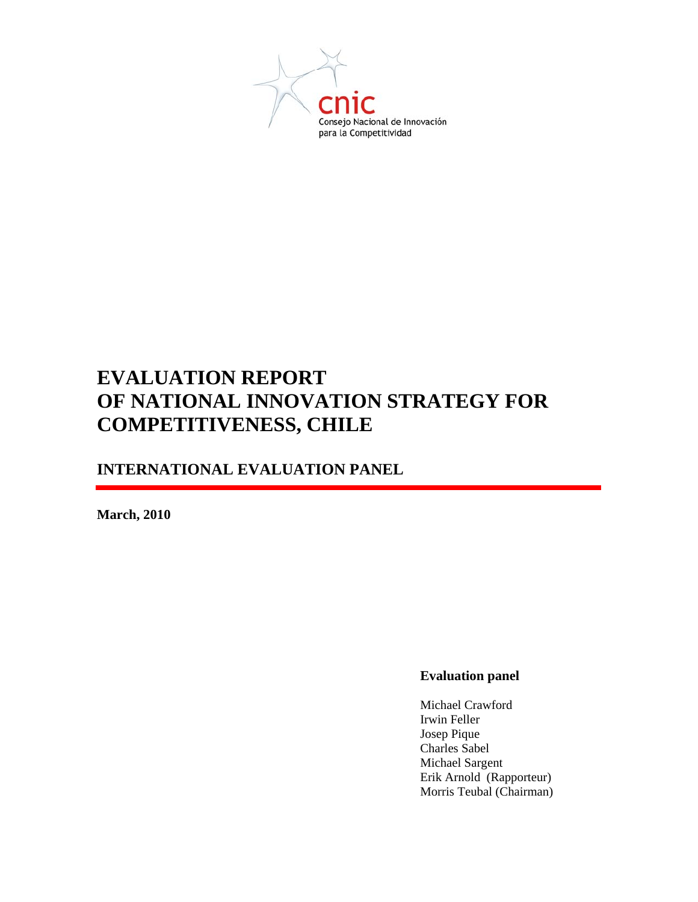cnic

Consejo Nacional de Innovación para la Competitividad

# EVALUATION REPORT OF NATIONAL INNOVATION STRATEGY FOR COMPETITIVENESS, CHILE

## INTERNATIONAL EVALUATION PANEL

**March, 2010**

**Evaluation panel**

Michael Crawford
Irwin Feller
Josep Pique
Charles Sabel
Michael Sargent
Erik Arnold (Rapporteur)
Morris Teubal (Chairman)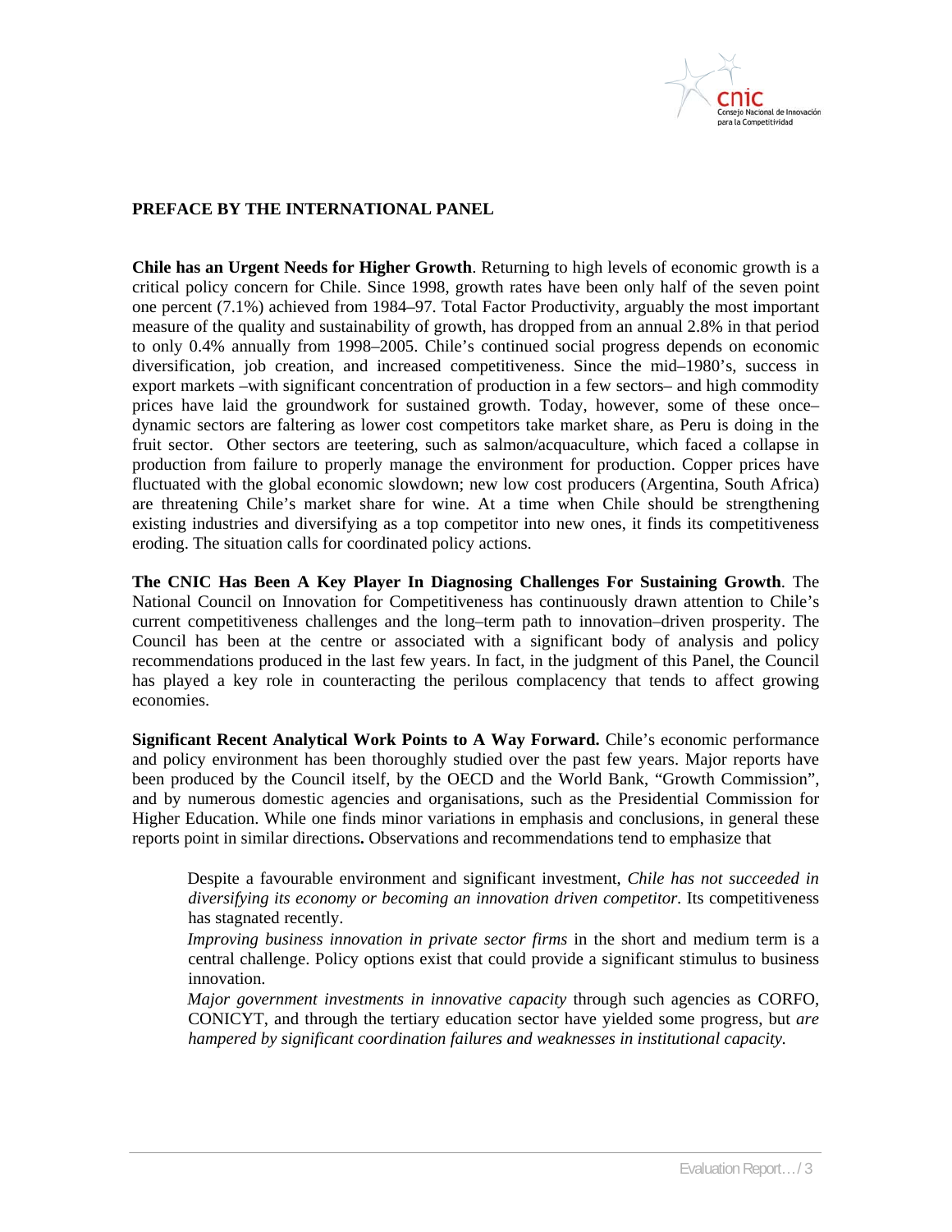## PREFACE BY THE INTERNATIONAL PANEL

**Chile has an Urgent Needs for Higher Growth**. Returning to high levels of economic growth is a critical policy concern for Chile. Since 1998, growth rates have been only half of the seven point one percent (7.1%) achieved from 1984–97. Total Factor Productivity, arguably the most important measure of the quality and sustainability of growth, has dropped from an annual 2.8% in that period to only 0.4% annually from 1998–2005. Chile's continued social progress depends on economic diversification, job creation, and increased competitiveness. Since the mid–1980's, success in export markets –with significant concentration of production in a few sectors– and high commodity prices have laid the groundwork for sustained growth. Today, however, some of these once–dynamic sectors are faltering as lower cost competitors take market share, as Peru is doing in the fruit sector. Other sectors are teetering, such as salmon/acquaculture, which faced a collapse in production from failure to properly manage the environment for production. Copper prices have fluctuated with the global economic slowdown; new low cost producers (Argentina, South Africa) are threatening Chile's market share for wine. At a time when Chile should be strengthening existing industries and diversifying as a top competitor into new ones, it finds its competitiveness eroding. The situation calls for coordinated policy actions.

**The CNIC Has Been A Key Player In Diagnosing Challenges For Sustaining Growth**. The National Council on Innovation for Competitiveness has continuously drawn attention to Chile's current competitiveness challenges and the long–term path to innovation–driven prosperity. The Council has been at the centre or associated with a significant body of analysis and policy recommendations produced in the last few years. In fact, in the judgment of this Panel, the Council has played a key role in counteracting the perilous complacency that tends to affect growing economies.

**Significant Recent Analytical Work Points to A Way Forward.** Chile's economic performance and policy environment has been thoroughly studied over the past few years. Major reports have been produced by the Council itself, by the OECD and the World Bank, "Growth Commission", and by numerous domestic agencies and organisations, such as the Presidential Commission for Higher Education. While one finds minor variations in emphasis and conclusions, in general these reports point in similar directions**.** Observations and recommendations tend to emphasize that

- Despite a favourable environment and significant investment, *Chile has not succeeded in diversifying its economy or becoming an innovation driven competitor*. Its competitiveness has stagnated recently.
- *Improving business innovation in private sector firms* in the short and medium term is a central challenge. Policy options exist that could provide a significant stimulus to business innovation.
- *Major government investments in innovative capacity* through such agencies as CORFO, CONICYT, and through the tertiary education sector have yielded some progress, but *are hampered by significant coordination failures and weaknesses in institutional capacity.*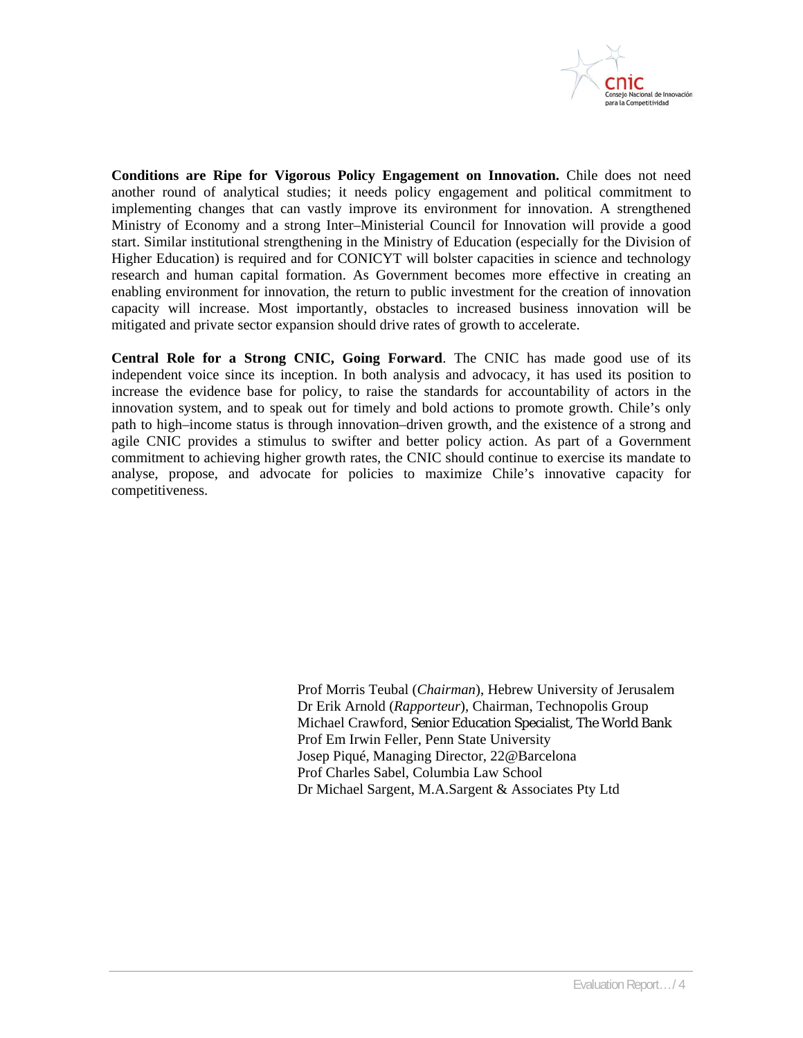**Conditions are Ripe for Vigorous Policy Engagement on Innovation.** Chile does not need another round of analytical studies; it needs policy engagement and political commitment to implementing changes that can vastly improve its environment for innovation. A strengthened Ministry of Economy and a strong Inter–Ministerial Council for Innovation will provide a good start. Similar institutional strengthening in the Ministry of Education (especially for the Division of Higher Education) is required and for CONICYT will bolster capacities in science and technology research and human capital formation. As Government becomes more effective in creating an enabling environment for innovation, the return to public investment for the creation of innovation capacity will increase. Most importantly, obstacles to increased business innovation will be mitigated and private sector expansion should drive rates of growth to accelerate.

**Central Role for a Strong CNIC, Going Forward**. The CNIC has made good use of its independent voice since its inception. In both analysis and advocacy, it has used its position to increase the evidence base for policy, to raise the standards for accountability of actors in the innovation system, and to speak out for timely and bold actions to promote growth. Chile's only path to high–income status is through innovation–driven growth, and the existence of a strong and agile CNIC provides a stimulus to swifter and better policy action. As part of a Government commitment to achieving higher growth rates, the CNIC should continue to exercise its mandate to analyse, propose, and advocate for policies to maximize Chile's innovative capacity for competitiveness.

Prof Morris Teubal (*Chairman*), Hebrew University of Jerusalem
Dr Erik Arnold (*Rapporteur*), Chairman, Technopolis Group
Michael Crawford, Senior Education Specialist, The World Bank
Prof Em Irwin Feller, Penn State University
Josep Piqué, Managing Director, 22@Barcelona
Prof Charles Sabel, Columbia Law School
Dr Michael Sargent, M.A.Sargent & Associates Pty Ltd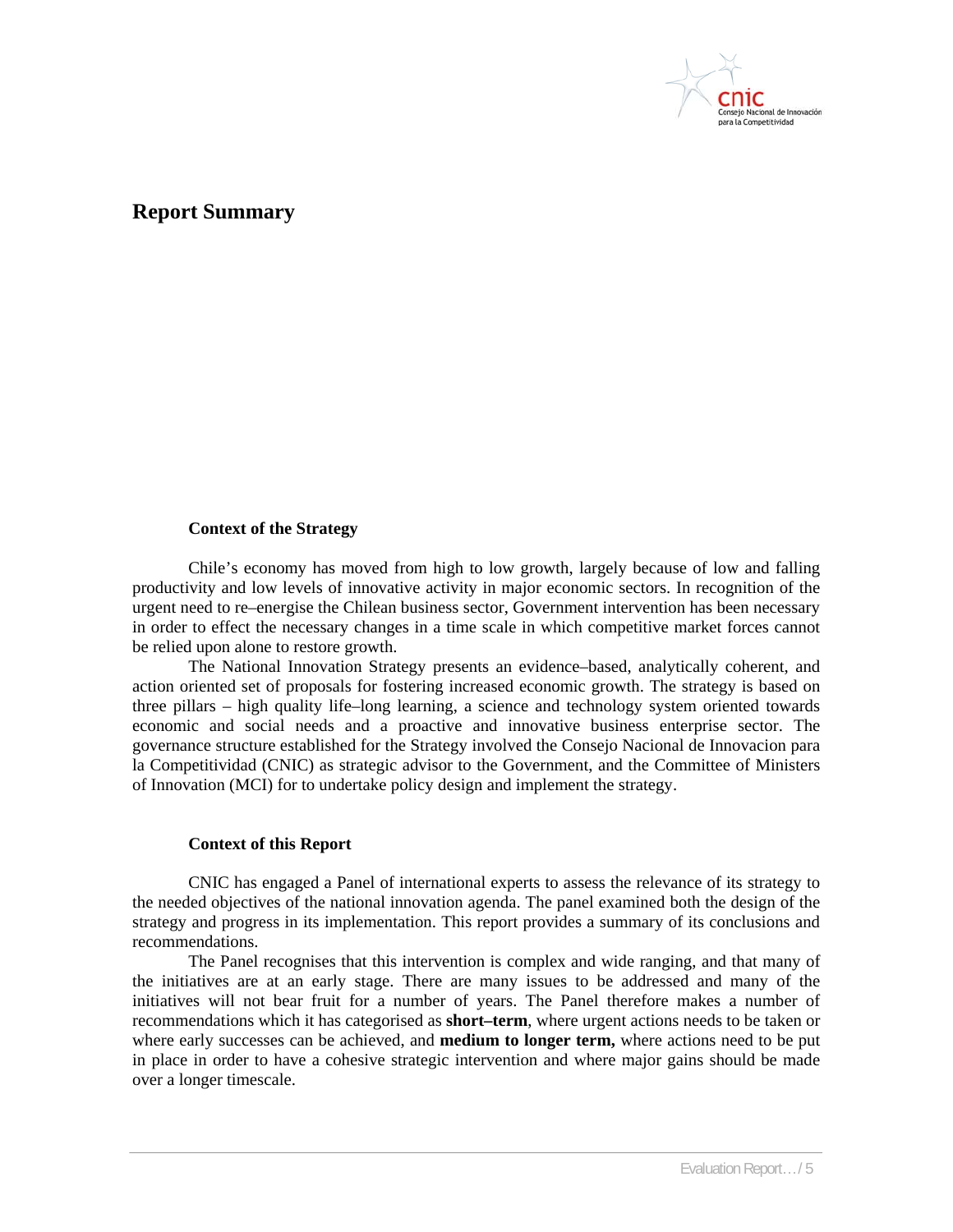# Report Summary

## Context of the Strategy

Chile's economy has moved from high to low growth, largely because of low and falling productivity and low levels of innovative activity in major economic sectors. In recognition of the urgent need to re–energise the Chilean business sector, Government intervention has been necessary in order to effect the necessary changes in a time scale in which competitive market forces cannot be relied upon alone to restore growth.

The National Innovation Strategy presents an evidence–based, analytically coherent, and action oriented set of proposals for fostering increased economic growth. The strategy is based on three pillars – high quality life–long learning, a science and technology system oriented towards economic and social needs and a proactive and innovative business enterprise sector. The governance structure established for the Strategy involved the Consejo Nacional de Innovacion para la Competitividad (CNIC) as strategic advisor to the Government, and the Committee of Ministers of Innovation (MCI) for to undertake policy design and implement the strategy.

## Context of this Report

CNIC has engaged a Panel of international experts to assess the relevance of its strategy to the needed objectives of the national innovation agenda. The panel examined both the design of the strategy and progress in its implementation. This report provides a summary of its conclusions and recommendations.

The Panel recognises that this intervention is complex and wide ranging, and that many of the initiatives are at an early stage. There are many issues to be addressed and many of the initiatives will not bear fruit for a number of years. The Panel therefore makes a number of recommendations which it has categorised as **short–term**, where urgent actions needs to be taken or where early successes can be achieved, and **medium to longer term,** where actions need to be put in place in order to have a cohesive strategic intervention and where major gains should be made over a longer timescale.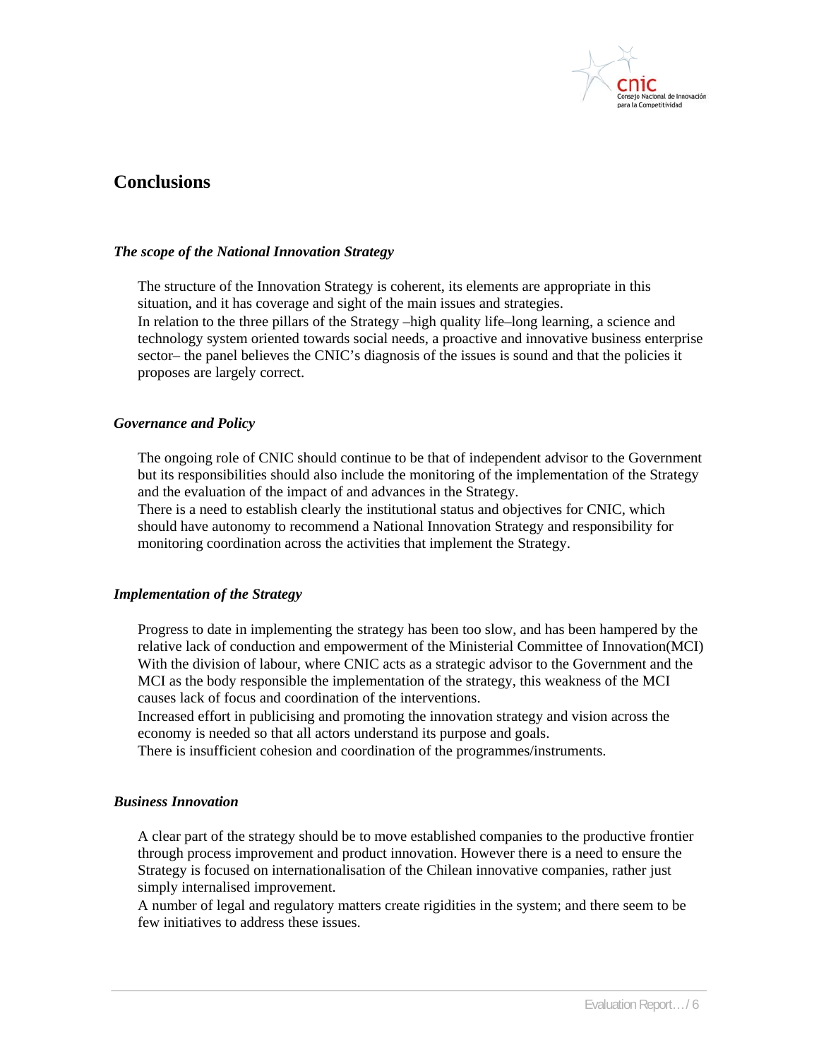## Conclusions

### *The scope of the National Innovation Strategy*

The structure of the Innovation Strategy is coherent, its elements are appropriate in this situation, and it has coverage and sight of the main issues and strategies.
In relation to the three pillars of the Strategy –high quality life–long learning, a science and technology system oriented towards social needs, a proactive and innovative business enterprise sector– the panel believes the CNIC's diagnosis of the issues is sound and that the policies it proposes are largely correct.

### *Governance and Policy*

The ongoing role of CNIC should continue to be that of independent advisor to the Government but its responsibilities should also include the monitoring of the implementation of the Strategy and the evaluation of the impact of and advances in the Strategy.
There is a need to establish clearly the institutional status and objectives for CNIC, which should have autonomy to recommend a National Innovation Strategy and responsibility for monitoring coordination across the activities that implement the Strategy.

### *Implementation of the Strategy*

Progress to date in implementing the strategy has been too slow, and has been hampered by the relative lack of conduction and empowerment of the Ministerial Committee of Innovation(MCI)
With the division of labour, where CNIC acts as a strategic advisor to the Government and the MCI as the body responsible the implementation of the strategy, this weakness of the MCI causes lack of focus and coordination of the interventions.
Increased effort in publicising and promoting the innovation strategy and vision across the economy is needed so that all actors understand its purpose and goals.
There is insufficient cohesion and coordination of the programmes/instruments.

### *Business Innovation*

A clear part of the strategy should be to move established companies to the productive frontier through process improvement and product innovation. However there is a need to ensure the Strategy is focused on internationalisation of the Chilean innovative companies, rather just simply internalised improvement.
A number of legal and regulatory matters create rigidities in the system; and there seem to be few initiatives to address these issues.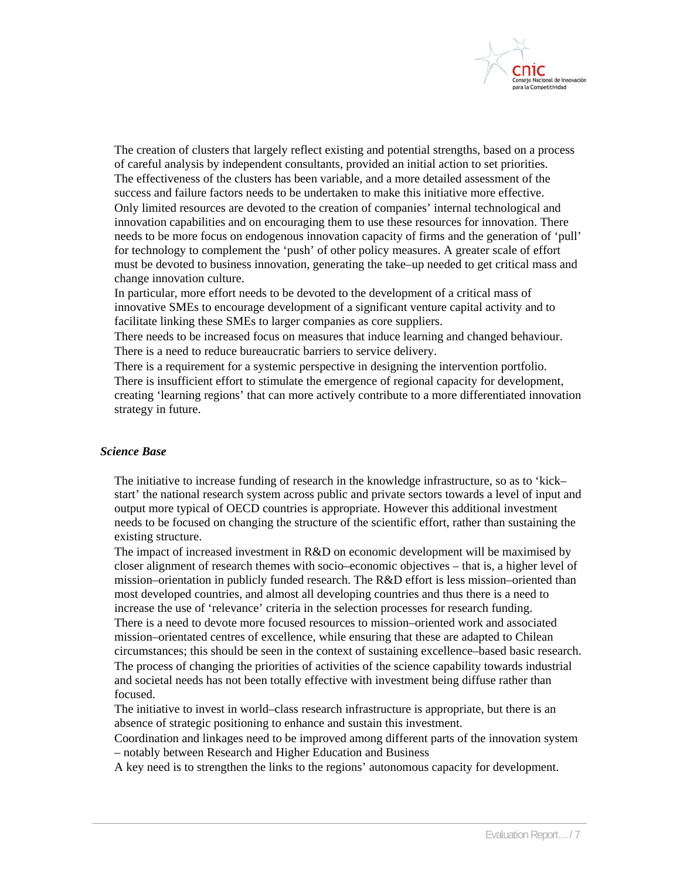The creation of clusters that largely reflect existing and potential strengths, based on a process of careful analysis by independent consultants, provided an initial action to set priorities.

The effectiveness of the clusters has been variable, and a more detailed assessment of the success and failure factors needs to be undertaken to make this initiative more effective.

Only limited resources are devoted to the creation of companies' internal technological and innovation capabilities and on encouraging them to use these resources for innovation. There needs to be more focus on endogenous innovation capacity of firms and the generation of 'pull' for technology to complement the 'push' of other policy measures. A greater scale of effort must be devoted to business innovation, generating the take–up needed to get critical mass and change innovation culture.

In particular, more effort needs to be devoted to the development of a critical mass of innovative SMEs to encourage development of a significant venture capital activity and to facilitate linking these SMEs to larger companies as core suppliers.

There needs to be increased focus on measures that induce learning and changed behaviour.

There is a need to reduce bureaucratic barriers to service delivery.

There is a requirement for a systemic perspective in designing the intervention portfolio.

There is insufficient effort to stimulate the emergence of regional capacity for development, creating 'learning regions' that can more actively contribute to a more differentiated innovation strategy in future.

***Science Base***

The initiative to increase funding of research in the knowledge infrastructure, so as to 'kick–start' the national research system across public and private sectors towards a level of input and output more typical of OECD countries is appropriate. However this additional investment needs to be focused on changing the structure of the scientific effort, rather than sustaining the existing structure.

The impact of increased investment in R&D on economic development will be maximised by closer alignment of research themes with socio–economic objectives – that is, a higher level of mission–orientation in publicly funded research. The R&D effort is less mission–oriented than most developed countries, and almost all developing countries and thus there is a need to increase the use of 'relevance' criteria in the selection processes for research funding.

There is a need to devote more focused resources to mission–oriented work and associated mission–orientated centres of excellence, while ensuring that these are adapted to Chilean circumstances; this should be seen in the context of sustaining excellence–based basic research.

The process of changing the priorities of activities of the science capability towards industrial and societal needs has not been totally effective with investment being diffuse rather than focused.

The initiative to invest in world–class research infrastructure is appropriate, but there is an absence of strategic positioning to enhance and sustain this investment.

Coordination and linkages need to be improved among different parts of the innovation system – notably between Research and Higher Education and Business

A key need is to strengthen the links to the regions' autonomous capacity for development.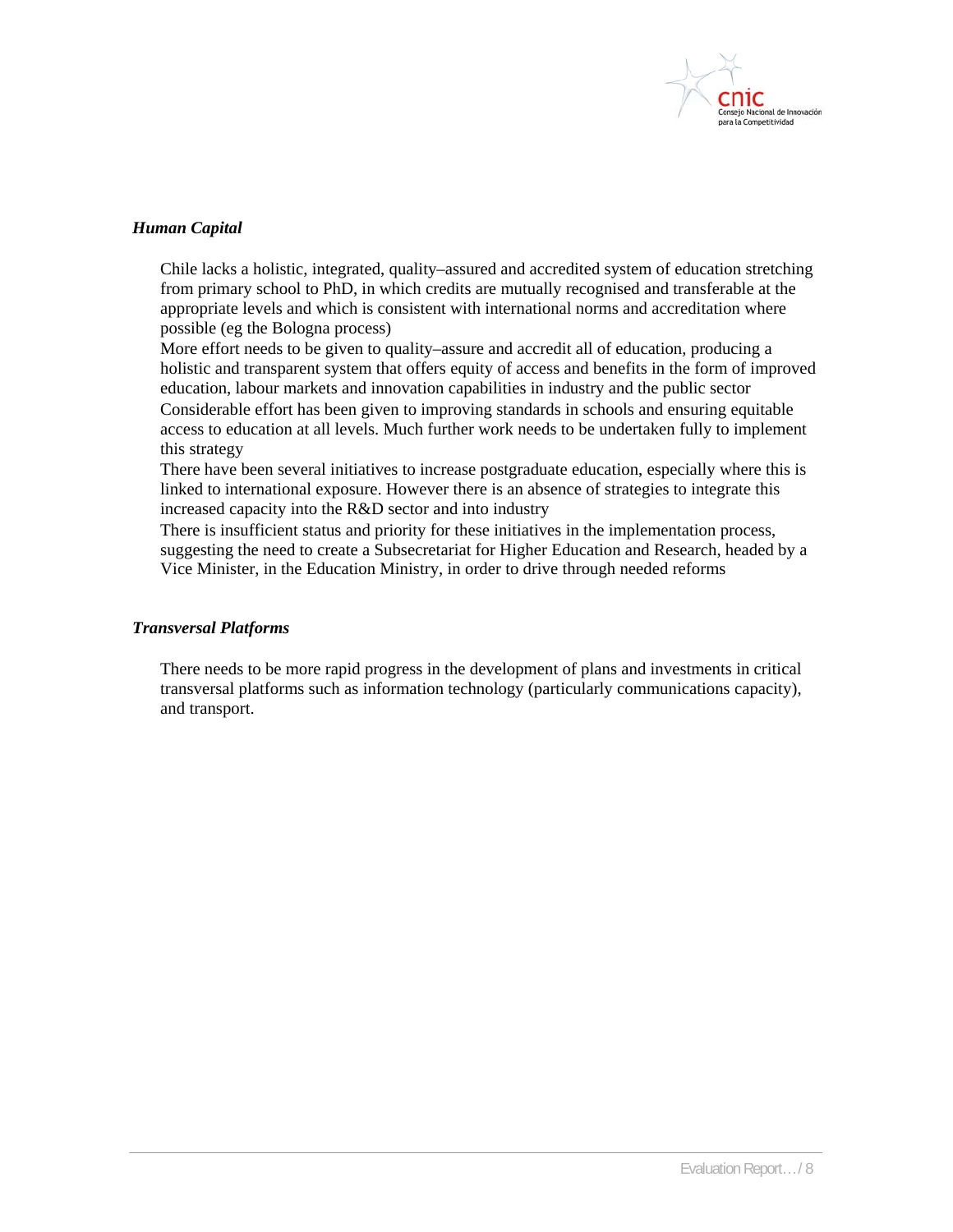***Human Capital***

- Chile lacks a holistic, integrated, quality–assured and accredited system of education stretching from primary school to PhD, in which credits are mutually recognised and transferable at the appropriate levels and which is consistent with international norms and accreditation where possible (eg the Bologna process)
- More effort needs to be given to quality–assure and accredit all of education, producing a holistic and transparent system that offers equity of access and benefits in the form of improved education, labour markets and innovation capabilities in industry and the public sector
- Considerable effort has been given to improving standards in schools and ensuring equitable access to education at all levels. Much further work needs to be undertaken fully to implement this strategy
- There have been several initiatives to increase postgraduate education, especially where this is linked to international exposure. However there is an absence of strategies to integrate this increased capacity into the R&D sector and into industry
- There is insufficient status and priority for these initiatives in the implementation process, suggesting the need to create a Subsecretariat for Higher Education and Research, headed by a Vice Minister, in the Education Ministry, in order to drive through needed reforms

***Transversal Platforms***

- There needs to be more rapid progress in the development of plans and investments in critical transversal platforms such as information technology (particularly communications capacity), and transport.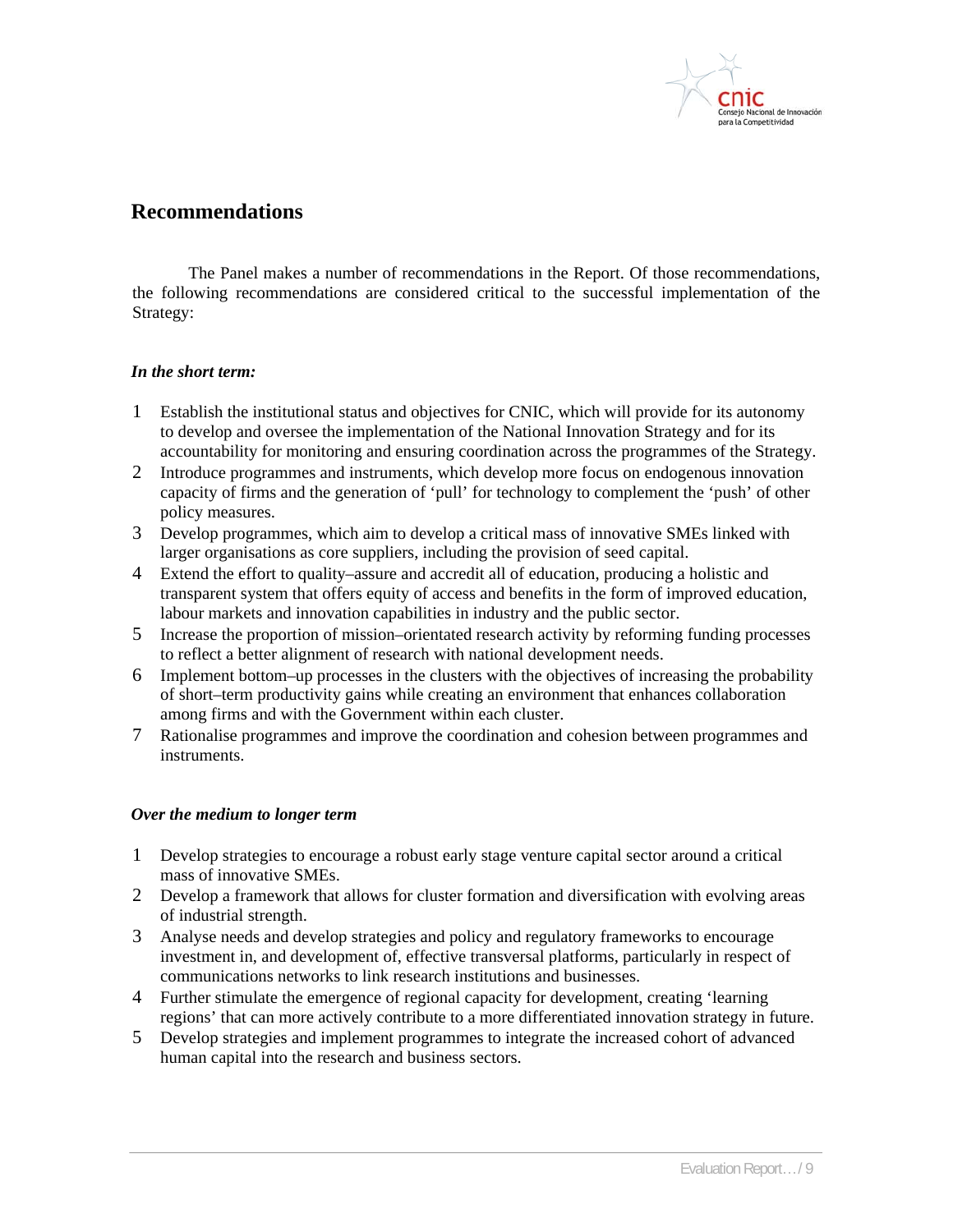## Recommendations

The Panel makes a number of recommendations in the Report. Of those recommendations, the following recommendations are considered critical to the successful implementation of the Strategy:

***In the short term:***

1. Establish the institutional status and objectives for CNIC, which will provide for its autonomy to develop and oversee the implementation of the National Innovation Strategy and for its accountability for monitoring and ensuring coordination across the programmes of the Strategy.
2. Introduce programmes and instruments, which develop more focus on endogenous innovation capacity of firms and the generation of 'pull' for technology to complement the 'push' of other policy measures.
3. Develop programmes, which aim to develop a critical mass of innovative SMEs linked with larger organisations as core suppliers, including the provision of seed capital.
4. Extend the effort to quality–assure and accredit all of education, producing a holistic and transparent system that offers equity of access and benefits in the form of improved education, labour markets and innovation capabilities in industry and the public sector.
5. Increase the proportion of mission–orientated research activity by reforming funding processes to reflect a better alignment of research with national development needs.
6. Implement bottom–up processes in the clusters with the objectives of increasing the probability of short–term productivity gains while creating an environment that enhances collaboration among firms and with the Government within each cluster.
7. Rationalise programmes and improve the coordination and cohesion between programmes and instruments.

***Over the medium to longer term***

1. Develop strategies to encourage a robust early stage venture capital sector around a critical mass of innovative SMEs.
2. Develop a framework that allows for cluster formation and diversification with evolving areas of industrial strength.
3. Analyse needs and develop strategies and policy and regulatory frameworks to encourage investment in, and development of, effective transversal platforms, particularly in respect of communications networks to link research institutions and businesses.
4. Further stimulate the emergence of regional capacity for development, creating 'learning regions' that can more actively contribute to a more differentiated innovation strategy in future.
5. Develop strategies and implement programmes to integrate the increased cohort of advanced human capital into the research and business sectors.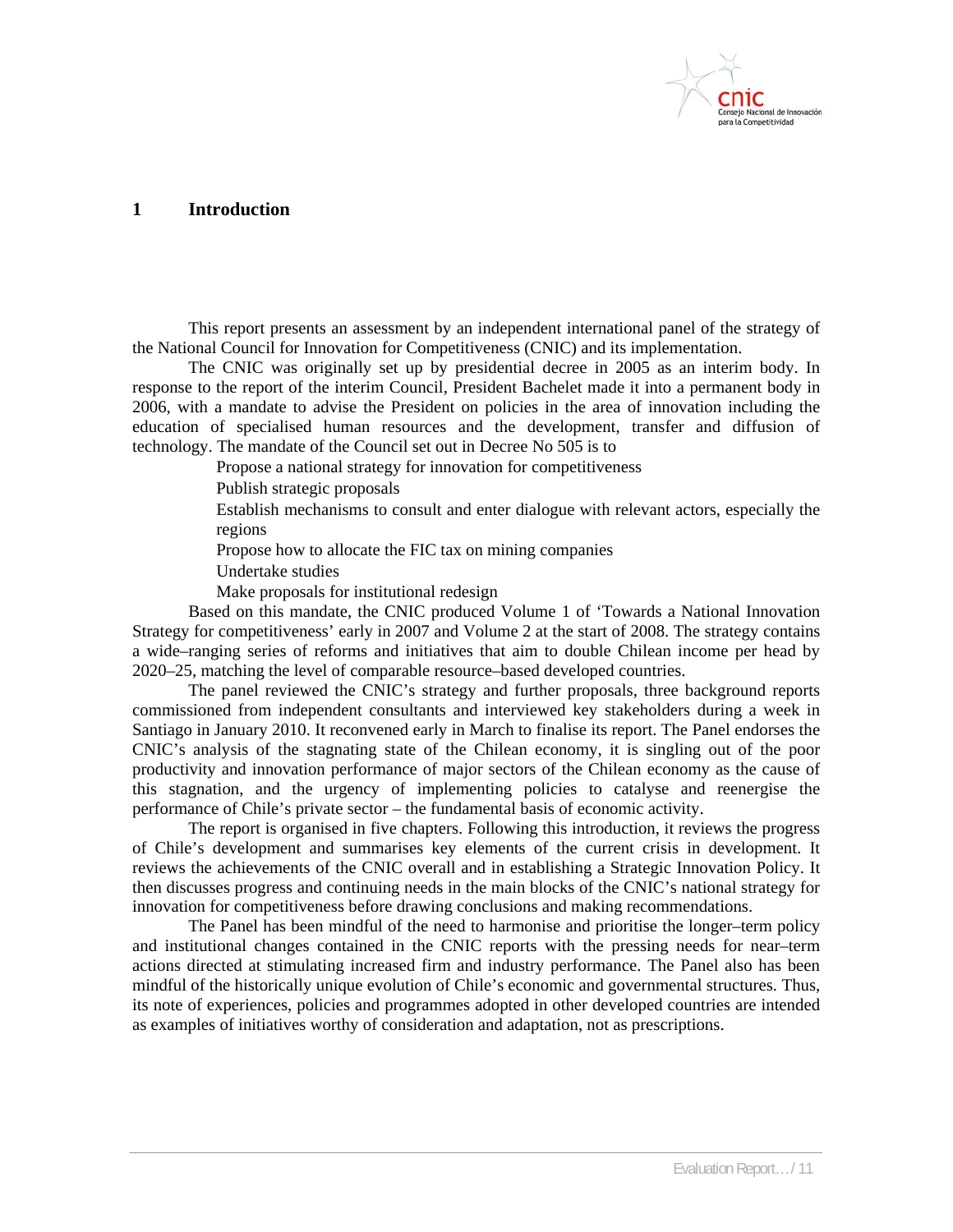# 1 Introduction

This report presents an assessment by an independent international panel of the strategy of the National Council for Innovation for Competitiveness (CNIC) and its implementation.

The CNIC was originally set up by presidential decree in 2005 as an interim body. In response to the report of the interim Council, President Bachelet made it into a permanent body in 2006, with a mandate to advise the President on policies in the area of innovation including the education of specialised human resources and the development, transfer and diffusion of technology. The mandate of the Council set out in Decree No 505 is to

- Propose a national strategy for innovation for competitiveness
- Publish strategic proposals
- Establish mechanisms to consult and enter dialogue with relevant actors, especially the regions
- Propose how to allocate the FIC tax on mining companies
- Undertake studies
- Make proposals for institutional redesign

Based on this mandate, the CNIC produced Volume 1 of 'Towards a National Innovation Strategy for competitiveness' early in 2007 and Volume 2 at the start of 2008. The strategy contains a wide–ranging series of reforms and initiatives that aim to double Chilean income per head by 2020–25, matching the level of comparable resource–based developed countries.

The panel reviewed the CNIC's strategy and further proposals, three background reports commissioned from independent consultants and interviewed key stakeholders during a week in Santiago in January 2010. It reconvened early in March to finalise its report. The Panel endorses the CNIC's analysis of the stagnating state of the Chilean economy, it is singling out of the poor productivity and innovation performance of major sectors of the Chilean economy as the cause of this stagnation, and the urgency of implementing policies to catalyse and reenergise the performance of Chile's private sector – the fundamental basis of economic activity.

The report is organised in five chapters. Following this introduction, it reviews the progress of Chile's development and summarises key elements of the current crisis in development. It reviews the achievements of the CNIC overall and in establishing a Strategic Innovation Policy. It then discusses progress and continuing needs in the main blocks of the CNIC's national strategy for innovation for competitiveness before drawing conclusions and making recommendations.

The Panel has been mindful of the need to harmonise and prioritise the longer–term policy and institutional changes contained in the CNIC reports with the pressing needs for near–term actions directed at stimulating increased firm and industry performance. The Panel also has been mindful of the historically unique evolution of Chile's economic and governmental structures. Thus, its note of experiences, policies and programmes adopted in other developed countries are intended as examples of initiatives worthy of consideration and adaptation, not as prescriptions.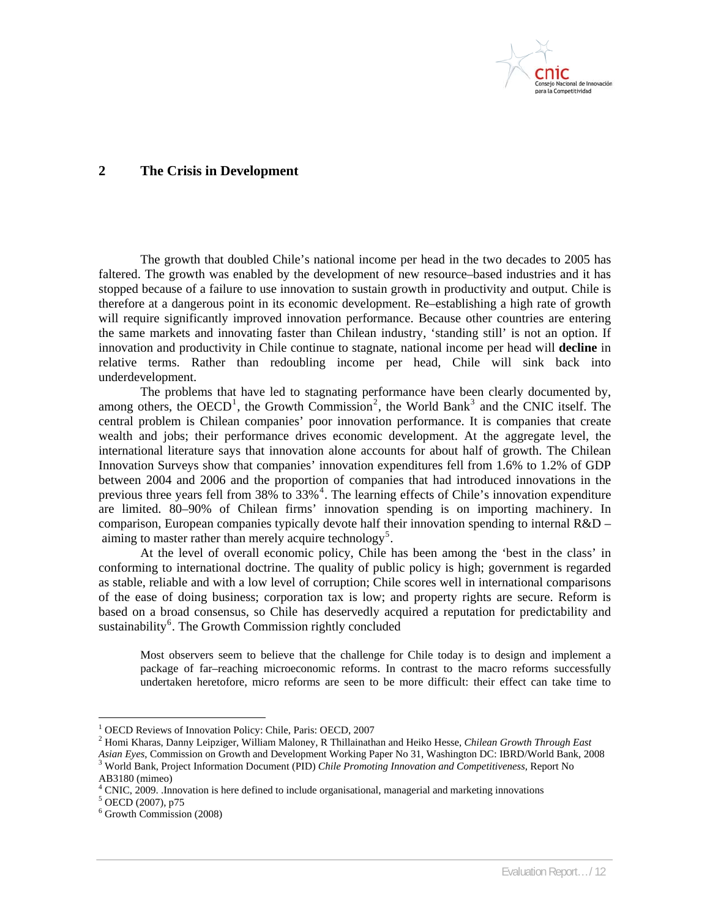## 2 The Crisis in Development

The growth that doubled Chile's national income per head in the two decades to 2005 has faltered. The growth was enabled by the development of new resource–based industries and it has stopped because of a failure to use innovation to sustain growth in productivity and output. Chile is therefore at a dangerous point in its economic development. Re–establishing a high rate of growth will require significantly improved innovation performance. Because other countries are entering the same markets and innovating faster than Chilean industry, 'standing still' is not an option. If innovation and productivity in Chile continue to stagnate, national income per head will **decline** in relative terms. Rather than redoubling income per head, Chile will sink back into underdevelopment.

The problems that have led to stagnating performance have been clearly documented by, among others, the OECD[1], the Growth Commission[2], the World Bank[3] and the CNIC itself. The central problem is Chilean companies' poor innovation performance. It is companies that create wealth and jobs; their performance drives economic development. At the aggregate level, the international literature says that innovation alone accounts for about half of growth. The Chilean Innovation Surveys show that companies' innovation expenditures fell from 1.6% to 1.2% of GDP between 2004 and 2006 and the proportion of companies that had introduced innovations in the previous three years fell from 38% to 33%[4]. The learning effects of Chile's innovation expenditure are limited. 80–90% of Chilean firms' innovation spending is on importing machinery. In comparison, European companies typically devote half their innovation spending to internal R&D – aiming to master rather than merely acquire technology[5].

At the level of overall economic policy, Chile has been among the 'best in the class' in conforming to international doctrine. The quality of public policy is high; government is regarded as stable, reliable and with a low level of corruption; Chile scores well in international comparisons of the ease of doing business; corporation tax is low; and property rights are secure. Reform is based on a broad consensus, so Chile has deservedly acquired a reputation for predictability and sustainability[6]. The Growth Commission rightly concluded

> Most observers seem to believe that the challenge for Chile today is to design and implement a package of far–reaching microeconomic reforms. In contrast to the macro reforms successfully undertaken heretofore, micro reforms are seen to be more difficult: their effect can take time to

---

[1] OECD Reviews of Innovation Policy: Chile, Paris: OECD, 2007

[2] Homi Kharas, Danny Leipziger, William Maloney, R Thillainathan and Heiko Hesse, *Chilean Growth Through East Asian Eyes*, Commission on Growth and Development Working Paper No 31, Washington DC: IBRD/World Bank, 2008

[3] World Bank, Project Information Document (PID) *Chile Promoting Innovation and Competitiveness*, Report No AB3180 (mimeo)

[4] CNIC, 2009. .Innovation is here defined to include organisational, managerial and marketing innovations

[5] OECD (2007), p75

[6] Growth Commission (2008)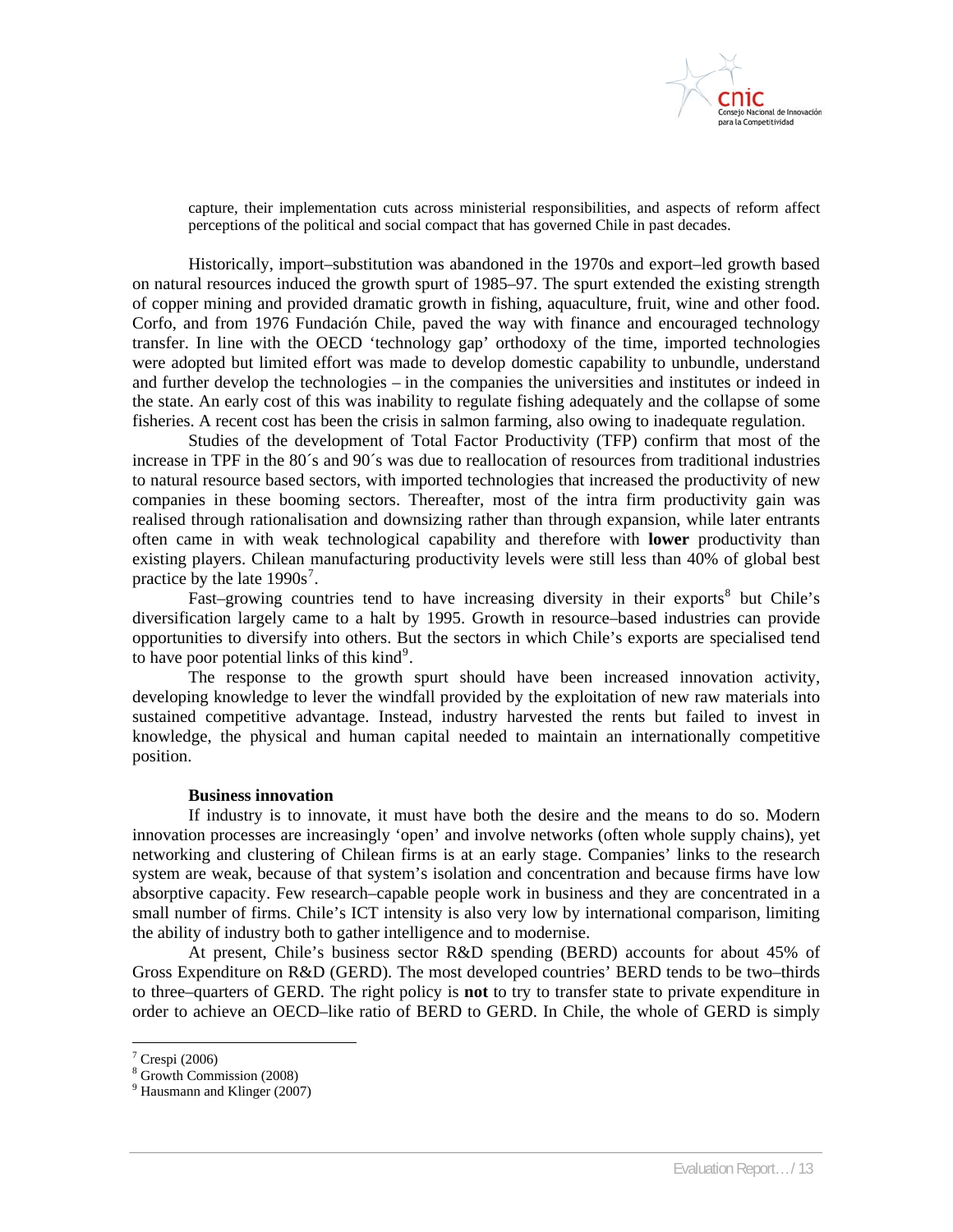capture, their implementation cuts across ministerial responsibilities, and aspects of reform affect perceptions of the political and social compact that has governed Chile in past decades.

Historically, import–substitution was abandoned in the 1970s and export–led growth based on natural resources induced the growth spurt of 1985–97. The spurt extended the existing strength of copper mining and provided dramatic growth in fishing, aquaculture, fruit, wine and other food. Corfo, and from 1976 Fundación Chile, paved the way with finance and encouraged technology transfer. In line with the OECD 'technology gap' orthodoxy of the time, imported technologies were adopted but limited effort was made to develop domestic capability to unbundle, understand and further develop the technologies – in the companies the universities and institutes or indeed in the state. An early cost of this was inability to regulate fishing adequately and the collapse of some fisheries. A recent cost has been the crisis in salmon farming, also owing to inadequate regulation.

Studies of the development of Total Factor Productivity (TFP) confirm that most of the increase in TPF in the 80´s and 90´s was due to reallocation of resources from traditional industries to natural resource based sectors, with imported technologies that increased the productivity of new companies in these booming sectors. Thereafter, most of the intra firm productivity gain was realised through rationalisation and downsizing rather than through expansion, while later entrants often came in with weak technological capability and therefore with **lower** productivity than existing players. Chilean manufacturing productivity levels were still less than 40% of global best practice by the late 1990s[7].

Fast–growing countries tend to have increasing diversity in their exports[8] but Chile's diversification largely came to a halt by 1995. Growth in resource–based industries can provide opportunities to diversify into others. But the sectors in which Chile's exports are specialised tend to have poor potential links of this kind[9].

The response to the growth spurt should have been increased innovation activity, developing knowledge to lever the windfall provided by the exploitation of new raw materials into sustained competitive advantage. Instead, industry harvested the rents but failed to invest in knowledge, the physical and human capital needed to maintain an internationally competitive position.

**Business innovation**

If industry is to innovate, it must have both the desire and the means to do so. Modern innovation processes are increasingly 'open' and involve networks (often whole supply chains), yet networking and clustering of Chilean firms is at an early stage. Companies' links to the research system are weak, because of that system's isolation and concentration and because firms have low absorptive capacity. Few research–capable people work in business and they are concentrated in a small number of firms. Chile's ICT intensity is also very low by international comparison, limiting the ability of industry both to gather intelligence and to modernise.

At present, Chile's business sector R&D spending (BERD) accounts for about 45% of Gross Expenditure on R&D (GERD). The most developed countries' BERD tends to be two–thirds to three–quarters of GERD. The right policy is **not** to try to transfer state to private expenditure in order to achieve an OECD–like ratio of BERD to GERD. In Chile, the whole of GERD is simply

[7] Crespi (2006)
[8] Growth Commission (2008)
[9] Hausmann and Klinger (2007)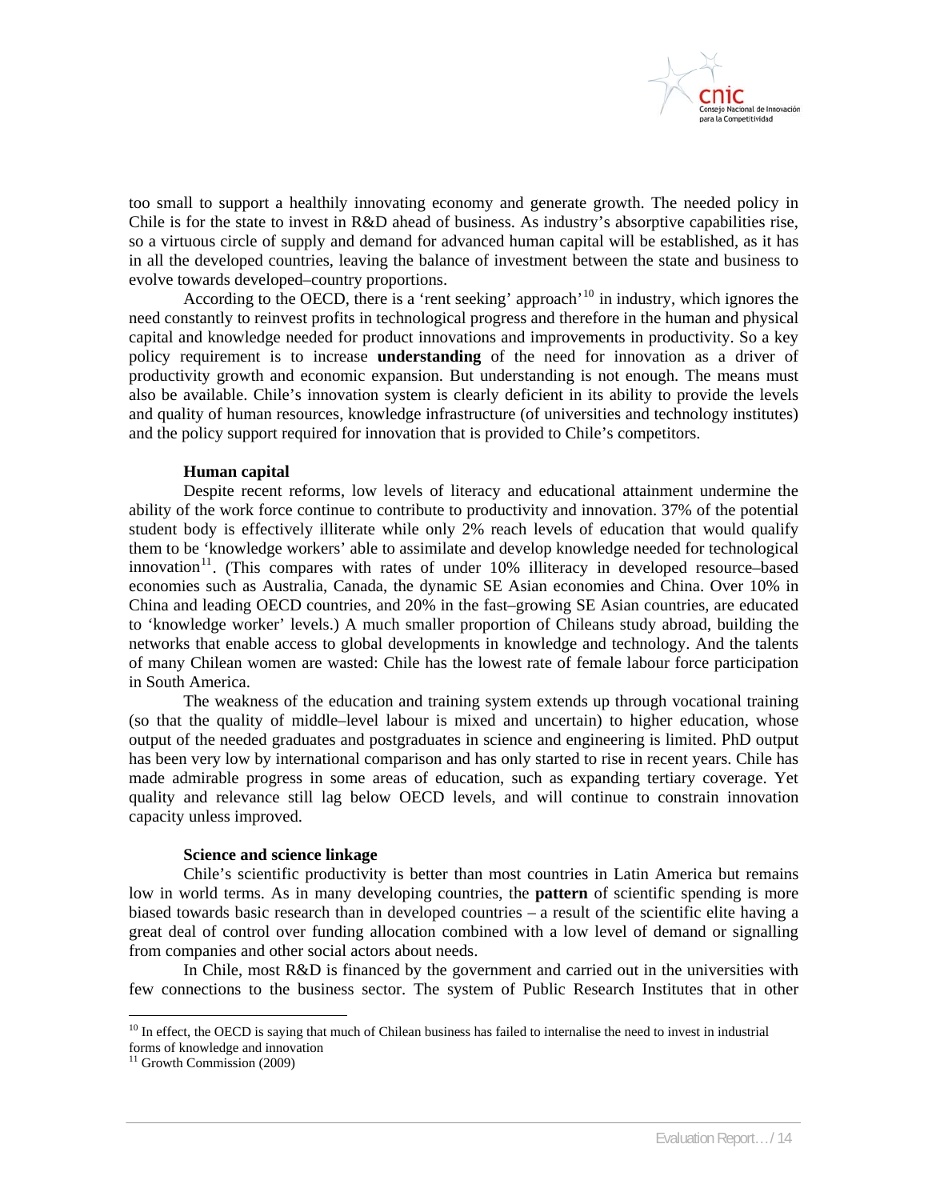too small to support a healthily innovating economy and generate growth. The needed policy in Chile is for the state to invest in R&D ahead of business. As industry's absorptive capabilities rise, so a virtuous circle of supply and demand for advanced human capital will be established, as it has in all the developed countries, leaving the balance of investment between the state and business to evolve towards developed–country proportions.

According to the OECD, there is a 'rent seeking' approach'[10] in industry, which ignores the need constantly to reinvest profits in technological progress and therefore in the human and physical capital and knowledge needed for product innovations and improvements in productivity. So a key policy requirement is to increase **understanding** of the need for innovation as a driver of productivity growth and economic expansion. But understanding is not enough. The means must also be available. Chile's innovation system is clearly deficient in its ability to provide the levels and quality of human resources, knowledge infrastructure (of universities and technology institutes) and the policy support required for innovation that is provided to Chile's competitors.

**Human capital**

Despite recent reforms, low levels of literacy and educational attainment undermine the ability of the work force continue to contribute to productivity and innovation. 37% of the potential student body is effectively illiterate while only 2% reach levels of education that would qualify them to be 'knowledge workers' able to assimilate and develop knowledge needed for technological innovation[11]. (This compares with rates of under 10% illiteracy in developed resource–based economies such as Australia, Canada, the dynamic SE Asian economies and China. Over 10% in China and leading OECD countries, and 20% in the fast–growing SE Asian countries, are educated to 'knowledge worker' levels.) A much smaller proportion of Chileans study abroad, building the networks that enable access to global developments in knowledge and technology. And the talents of many Chilean women are wasted: Chile has the lowest rate of female labour force participation in South America.

The weakness of the education and training system extends up through vocational training (so that the quality of middle–level labour is mixed and uncertain) to higher education, whose output of the needed graduates and postgraduates in science and engineering is limited. PhD output has been very low by international comparison and has only started to rise in recent years. Chile has made admirable progress in some areas of education, such as expanding tertiary coverage. Yet quality and relevance still lag below OECD levels, and will continue to constrain innovation capacity unless improved.

**Science and science linkage**

Chile's scientific productivity is better than most countries in Latin America but remains low in world terms. As in many developing countries, the **pattern** of scientific spending is more biased towards basic research than in developed countries – a result of the scientific elite having a great deal of control over funding allocation combined with a low level of demand or signalling from companies and other social actors about needs.

In Chile, most R&D is financed by the government and carried out in the universities with few connections to the business sector. The system of Public Research Institutes that in other

---

[10] In effect, the OECD is saying that much of Chilean business has failed to internalise the need to invest in industrial forms of knowledge and innovation

[11] Growth Commission (2009)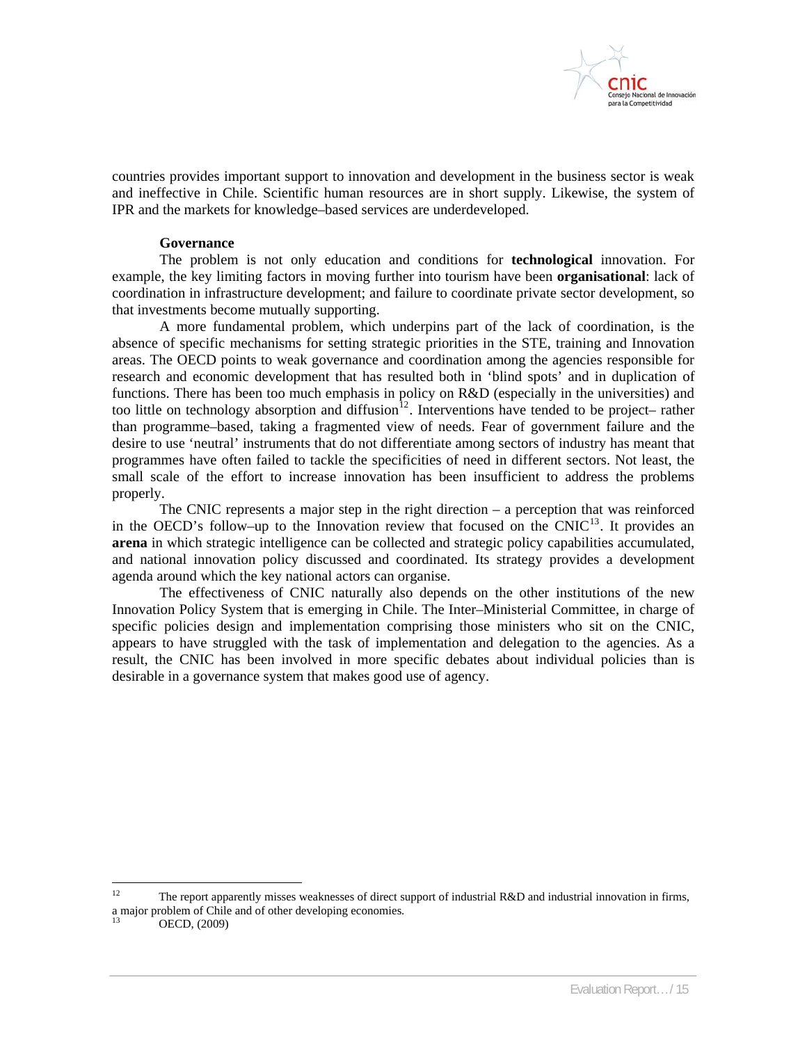countries provides important support to innovation and development in the business sector is weak and ineffective in Chile. Scientific human resources are in short supply. Likewise, the system of IPR and the markets for knowledge–based services are underdeveloped.

**Governance**

The problem is not only education and conditions for **technological** innovation. For example, the key limiting factors in moving further into tourism have been **organisational**: lack of coordination in infrastructure development; and failure to coordinate private sector development, so that investments become mutually supporting.

A more fundamental problem, which underpins part of the lack of coordination, is the absence of specific mechanisms for setting strategic priorities in the STE, training and Innovation areas. The OECD points to weak governance and coordination among the agencies responsible for research and economic development that has resulted both in 'blind spots' and in duplication of functions. There has been too much emphasis in policy on R&D (especially in the universities) and too little on technology absorption and diffusion[12]. Interventions have tended to be project– rather than programme–based, taking a fragmented view of needs. Fear of government failure and the desire to use 'neutral' instruments that do not differentiate among sectors of industry has meant that programmes have often failed to tackle the specificities of need in different sectors. Not least, the small scale of the effort to increase innovation has been insufficient to address the problems properly.

The CNIC represents a major step in the right direction – a perception that was reinforced in the OECD's follow–up to the Innovation review that focused on the CNIC[13]. It provides an **arena** in which strategic intelligence can be collected and strategic policy capabilities accumulated, and national innovation policy discussed and coordinated. Its strategy provides a development agenda around which the key national actors can organise.

The effectiveness of CNIC naturally also depends on the other institutions of the new Innovation Policy System that is emerging in Chile. The Inter–Ministerial Committee, in charge of specific policies design and implementation comprising those ministers who sit on the CNIC, appears to have struggled with the task of implementation and delegation to the agencies. As a result, the CNIC has been involved in more specific debates about individual policies than is desirable in a governance system that makes good use of agency.

---

[12] The report apparently misses weaknesses of direct support of industrial R&D and industrial innovation in firms, a major problem of Chile and of other developing economies.

[13] OECD, (2009)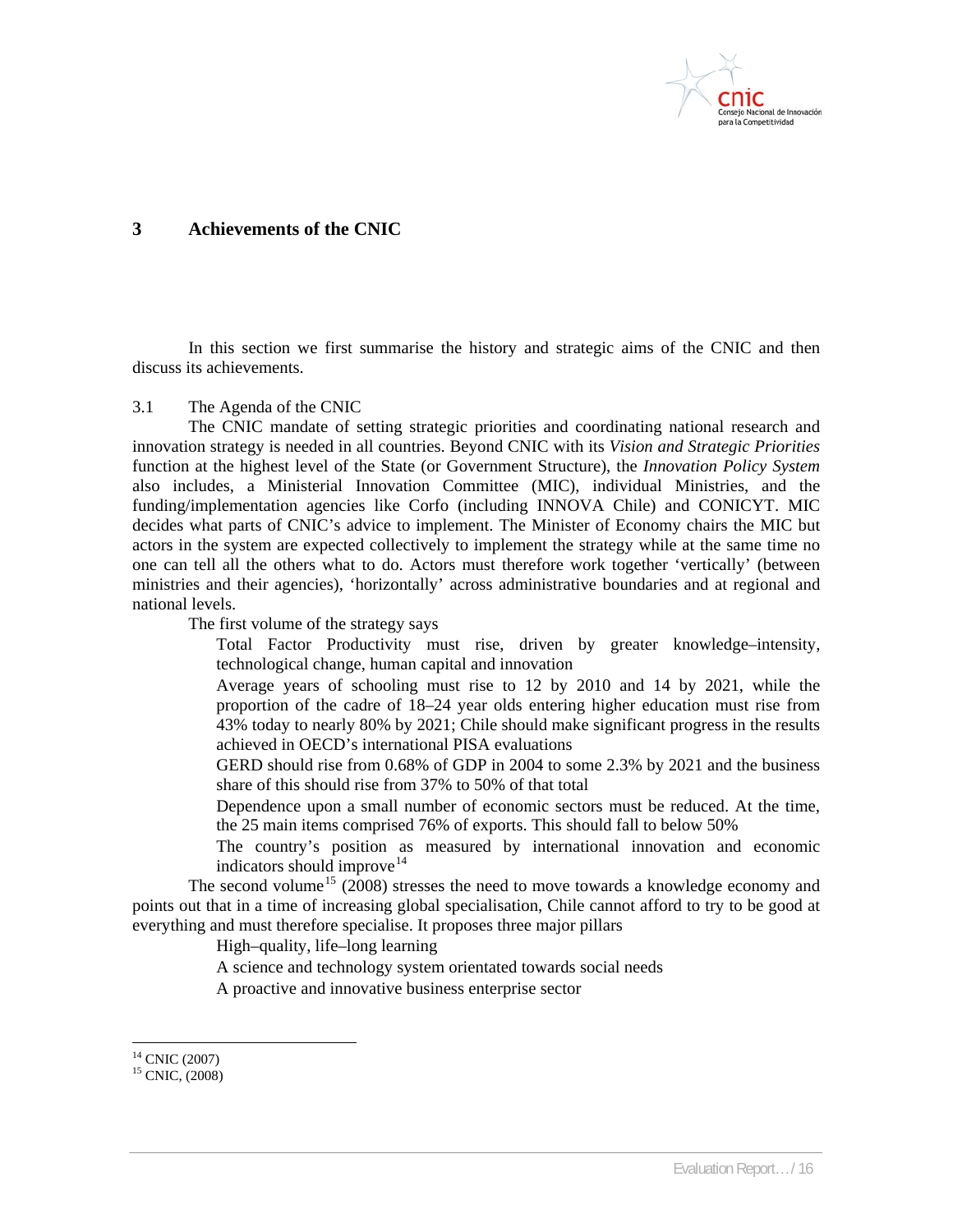# 3 Achievements of the CNIC

In this section we first summarise the history and strategic aims of the CNIC and then discuss its achievements.

## 3.1 The Agenda of the CNIC

The CNIC mandate of setting strategic priorities and coordinating national research and innovation strategy is needed in all countries. Beyond CNIC with its *Vision and Strategic Priorities* function at the highest level of the State (or Government Structure), the *Innovation Policy System* also includes, a Ministerial Innovation Committee (MIC), individual Ministries, and the funding/implementation agencies like Corfo (including INNOVA Chile) and CONICYT. MIC decides what parts of CNIC's advice to implement. The Minister of Economy chairs the MIC but actors in the system are expected collectively to implement the strategy while at the same time no one can tell all the others what to do. Actors must therefore work together 'vertically' (between ministries and their agencies), 'horizontally' across administrative boundaries and at regional and national levels.

The first volume of the strategy says

- Total Factor Productivity must rise, driven by greater knowledge–intensity, technological change, human capital and innovation
- Average years of schooling must rise to 12 by 2010 and 14 by 2021, while the proportion of the cadre of 18–24 year olds entering higher education must rise from 43% today to nearly 80% by 2021; Chile should make significant progress in the results achieved in OECD's international PISA evaluations
- GERD should rise from 0.68% of GDP in 2004 to some 2.3% by 2021 and the business share of this should rise from 37% to 50% of that total
- Dependence upon a small number of economic sectors must be reduced. At the time, the 25 main items comprised 76% of exports. This should fall to below 50%
- The country's position as measured by international innovation and economic indicators should improve[14]

The second volume[15] (2008) stresses the need to move towards a knowledge economy and points out that in a time of increasing global specialisation, Chile cannot afford to try to be good at everything and must therefore specialise. It proposes three major pillars

- High–quality, life–long learning
- A science and technology system orientated towards social needs
- A proactive and innovative business enterprise sector

---

[14] CNIC (2007)

[15] CNIC, (2008)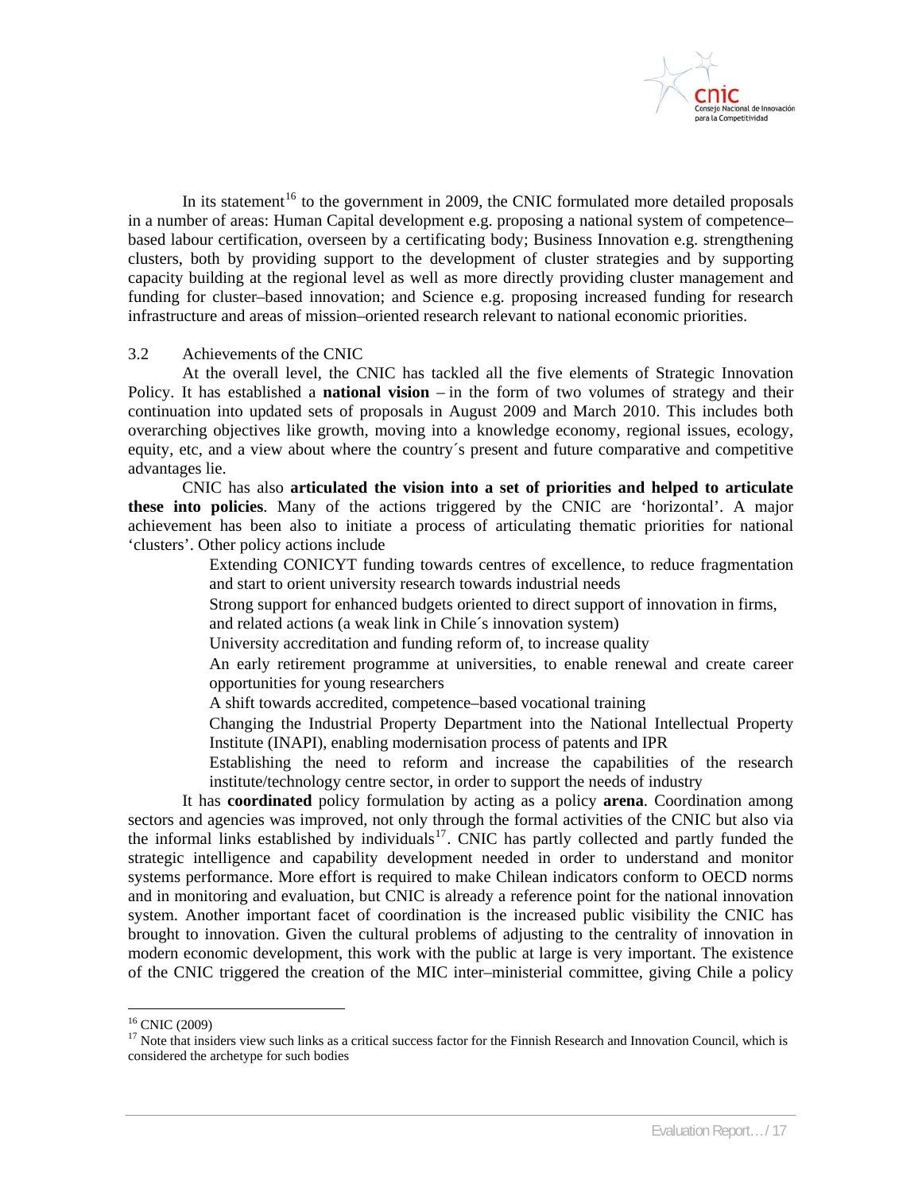In its statement[16] to the government in 2009, the CNIC formulated more detailed proposals in a number of areas: Human Capital development e.g. proposing a national system of competence–based labour certification, overseen by a certificating body; Business Innovation e.g. strengthening clusters, both by providing support to the development of cluster strategies and by supporting capacity building at the regional level as well as more directly providing cluster management and funding for cluster–based innovation; and Science e.g. proposing increased funding for research infrastructure and areas of mission–oriented research relevant to national economic priorities.

## 3.2 Achievements of the CNIC

At the overall level, the CNIC has tackled all the five elements of Strategic Innovation Policy. It has established a **national vision** – in the form of two volumes of strategy and their continuation into updated sets of proposals in August 2009 and March 2010. This includes both overarching objectives like growth, moving into a knowledge economy, regional issues, ecology, equity, etc, and a view about where the country´s present and future comparative and competitive advantages lie.

CNIC has also **articulated the vision into a set of priorities and helped to articulate these into policies**. Many of the actions triggered by the CNIC are 'horizontal'. A major achievement has been also to initiate a process of articulating thematic priorities for national 'clusters'. Other policy actions include

- Extending CONICYT funding towards centres of excellence, to reduce fragmentation and start to orient university research towards industrial needs
- Strong support for enhanced budgets oriented to direct support of innovation in firms, and related actions (a weak link in Chile´s innovation system)
- University accreditation and funding reform of, to increase quality
- An early retirement programme at universities, to enable renewal and create career opportunities for young researchers
- A shift towards accredited, competence–based vocational training
- Changing the Industrial Property Department into the National Intellectual Property Institute (INAPI), enabling modernisation process of patents and IPR
- Establishing the need to reform and increase the capabilities of the research institute/technology centre sector, in order to support the needs of industry

It has **coordinated** policy formulation by acting as a policy **arena**. Coordination among sectors and agencies was improved, not only through the formal activities of the CNIC but also via the informal links established by individuals[17]. CNIC has partly collected and partly funded the strategic intelligence and capability development needed in order to understand and monitor systems performance. More effort is required to make Chilean indicators conform to OECD norms and in monitoring and evaluation, but CNIC is already a reference point for the national innovation system. Another important facet of coordination is the increased public visibility the CNIC has brought to innovation. Given the cultural problems of adjusting to the centrality of innovation in modern economic development, this work with the public at large is very important. The existence of the CNIC triggered the creation of the MIC inter–ministerial committee, giving Chile a policy

---

[16] CNIC (2009)

[17] Note that insiders view such links as a critical success factor for the Finnish Research and Innovation Council, which is considered the archetype for such bodies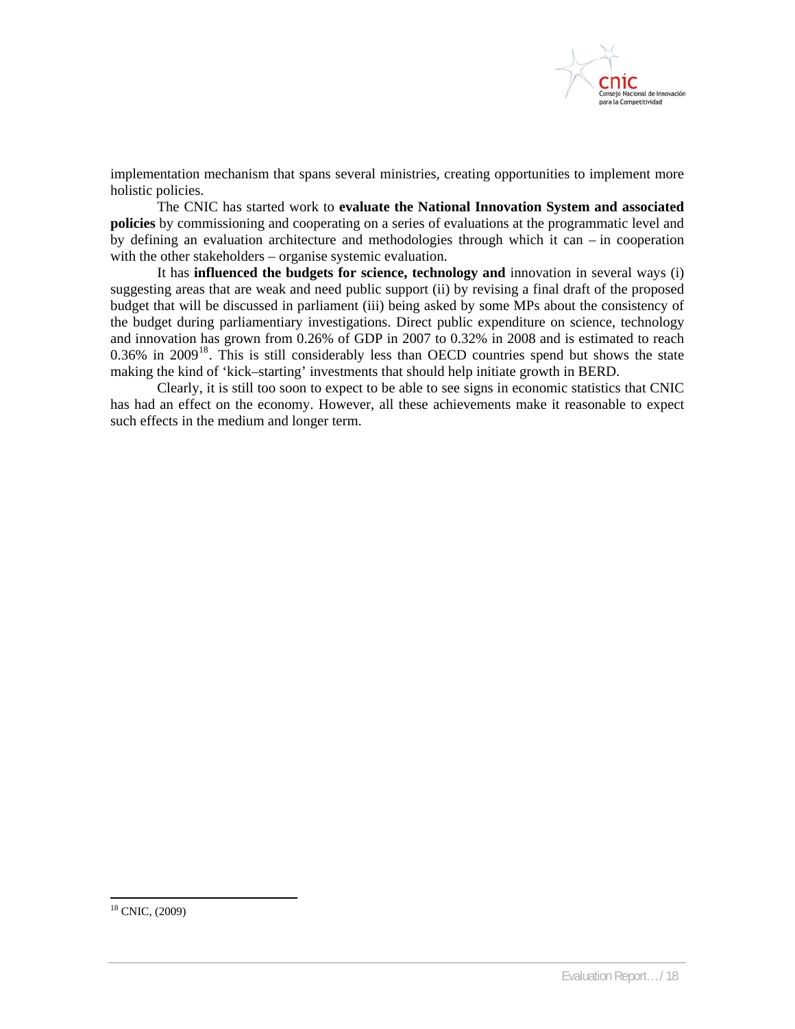implementation mechanism that spans several ministries, creating opportunities to implement more holistic policies.

The CNIC has started work to **evaluate the National Innovation System and associated policies** by commissioning and cooperating on a series of evaluations at the programmatic level and by defining an evaluation architecture and methodologies through which it can – in cooperation with the other stakeholders – organise systemic evaluation.

It has **influenced the budgets for science, technology and** innovation in several ways (i) suggesting areas that are weak and need public support (ii) by revising a final draft of the proposed budget that will be discussed in parliament (iii) being asked by some MPs about the consistency of the budget during parliamentiary investigations. Direct public expenditure on science, technology and innovation has grown from 0.26% of GDP in 2007 to 0.32% in 2008 and is estimated to reach 0.36% in 2009[18]. This is still considerably less than OECD countries spend but shows the state making the kind of 'kick–starting' investments that should help initiate growth in BERD.

Clearly, it is still too soon to expect to be able to see signs in economic statistics that CNIC has had an effect on the economy. However, all these achievements make it reasonable to expect such effects in the medium and longer term.

[18] CNIC, (2009)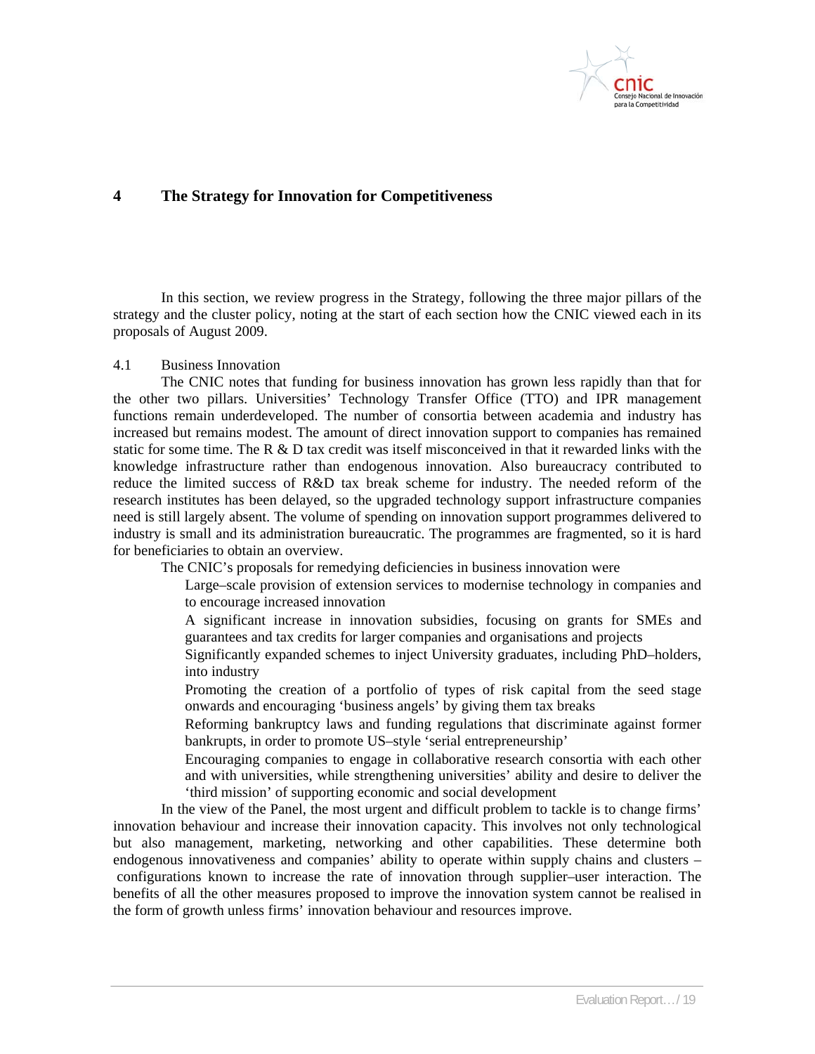# 4 The Strategy for Innovation for Competitiveness

In this section, we review progress in the Strategy, following the three major pillars of the strategy and the cluster policy, noting at the start of each section how the CNIC viewed each in its proposals of August 2009.

## 4.1 Business Innovation

The CNIC notes that funding for business innovation has grown less rapidly than that for the other two pillars. Universities' Technology Transfer Office (TTO) and IPR management functions remain underdeveloped. The number of consortia between academia and industry has increased but remains modest. The amount of direct innovation support to companies has remained static for some time. The R & D tax credit was itself misconceived in that it rewarded links with the knowledge infrastructure rather than endogenous innovation. Also bureaucracy contributed to reduce the limited success of R&D tax break scheme for industry. The needed reform of the research institutes has been delayed, so the upgraded technology support infrastructure companies need is still largely absent. The volume of spending on innovation support programmes delivered to industry is small and its administration bureaucratic. The programmes are fragmented, so it is hard for beneficiaries to obtain an overview.

The CNIC's proposals for remedying deficiencies in business innovation were

- Large–scale provision of extension services to modernise technology in companies and to encourage increased innovation
- A significant increase in innovation subsidies, focusing on grants for SMEs and guarantees and tax credits for larger companies and organisations and projects
- Significantly expanded schemes to inject University graduates, including PhD–holders, into industry
- Promoting the creation of a portfolio of types of risk capital from the seed stage onwards and encouraging 'business angels' by giving them tax breaks
- Reforming bankruptcy laws and funding regulations that discriminate against former bankrupts, in order to promote US–style 'serial entrepreneurship'
- Encouraging companies to engage in collaborative research consortia with each other and with universities, while strengthening universities' ability and desire to deliver the 'third mission' of supporting economic and social development

In the view of the Panel, the most urgent and difficult problem to tackle is to change firms' innovation behaviour and increase their innovation capacity. This involves not only technological but also management, marketing, networking and other capabilities. These determine both endogenous innovativeness and companies' ability to operate within supply chains and clusters – configurations known to increase the rate of innovation through supplier–user interaction. The benefits of all the other measures proposed to improve the innovation system cannot be realised in the form of growth unless firms' innovation behaviour and resources improve.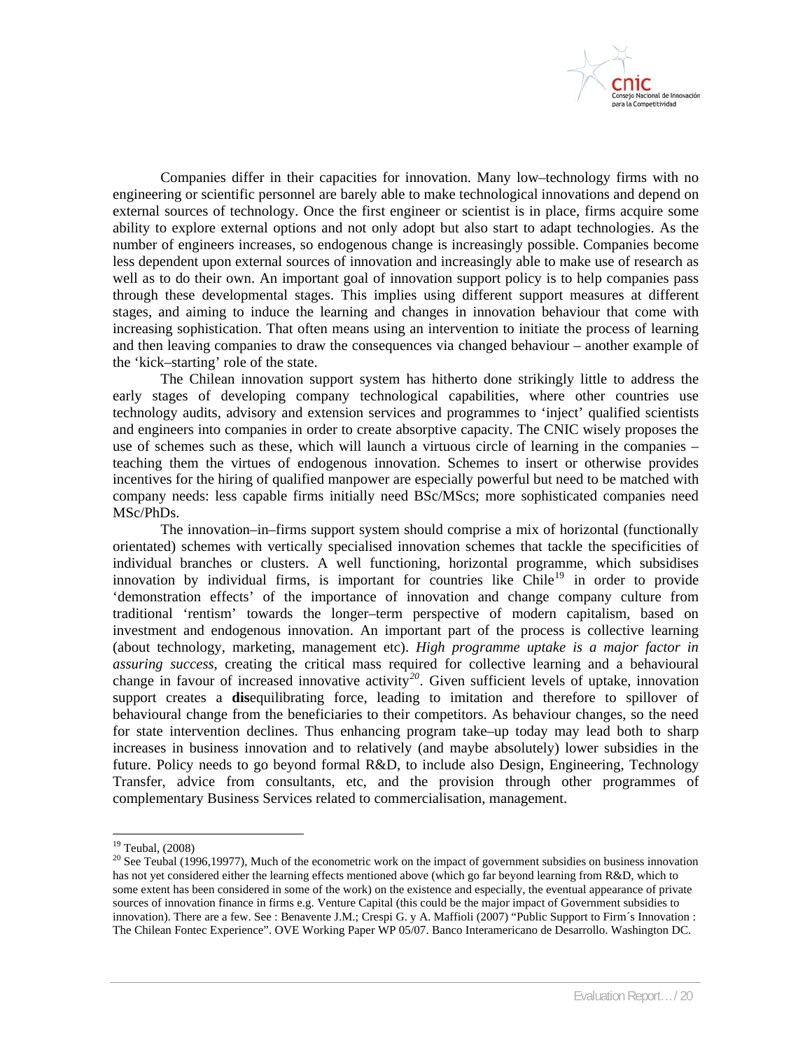Companies differ in their capacities for innovation. Many low–technology firms with no engineering or scientific personnel are barely able to make technological innovations and depend on external sources of technology. Once the first engineer or scientist is in place, firms acquire some ability to explore external options and not only adopt but also start to adapt technologies. As the number of engineers increases, so endogenous change is increasingly possible. Companies become less dependent upon external sources of innovation and increasingly able to make use of research as well as to do their own. An important goal of innovation support policy is to help companies pass through these developmental stages. This implies using different support measures at different stages, and aiming to induce the learning and changes in innovation behaviour that come with increasing sophistication. That often means using an intervention to initiate the process of learning and then leaving companies to draw the consequences via changed behaviour – another example of the 'kick–starting' role of the state.

The Chilean innovation support system has hitherto done strikingly little to address the early stages of developing company technological capabilities, where other countries use technology audits, advisory and extension services and programmes to 'inject' qualified scientists and engineers into companies in order to create absorptive capacity. The CNIC wisely proposes the use of schemes such as these, which will launch a virtuous circle of learning in the companies – teaching them the virtues of endogenous innovation. Schemes to insert or otherwise provides incentives for the hiring of qualified manpower are especially powerful but need to be matched with company needs: less capable firms initially need BSc/MScs; more sophisticated companies need MSc/PhDs.

The innovation–in–firms support system should comprise a mix of horizontal (functionally orientated) schemes with vertically specialised innovation schemes that tackle the specificities of individual branches or clusters. A well functioning, horizontal programme, which subsidises innovation by individual firms, is important for countries like Chile[19] in order to provide 'demonstration effects' of the importance of innovation and change company culture from traditional 'rentism' towards the longer–term perspective of modern capitalism, based on investment and endogenous innovation. An important part of the process is collective learning (about technology, marketing, management etc). *High programme uptake is a major factor in assuring success*, creating the critical mass required for collective learning and a behavioural change in favour of increased innovative activity[20]. Given sufficient levels of uptake, innovation support creates a **dis**equilibrating force, leading to imitation and therefore to spillover of behavioural change from the beneficiaries to their competitors. As behaviour changes, so the need for state intervention declines. Thus enhancing program take–up today may lead both to sharp increases in business innovation and to relatively (and maybe absolutely) lower subsidies in the future. Policy needs to go beyond formal R&D, to include also Design, Engineering, Technology Transfer, advice from consultants, etc, and the provision through other programmes of complementary Business Services related to commercialisation, management.

---

[19] Teubal, (2008)

[20] See Teubal (1996,19977), Much of the econometric work on the impact of government subsidies on business innovation has not yet considered either the learning effects mentioned above (which go far beyond learning from R&D, which to some extent has been considered in some of the work) on the existence and especially, the eventual appearance of private sources of innovation finance in firms e.g. Venture Capital (this could be the major impact of Government subsidies to innovation). There are a few. See : Benavente J.M.; Crespi G. y A. Maffioli (2007) "Public Support to Firm´s Innovation : The Chilean Fontec Experience". OVE Working Paper WP 05/07. Banco Interamericano de Desarrollo. Washington DC.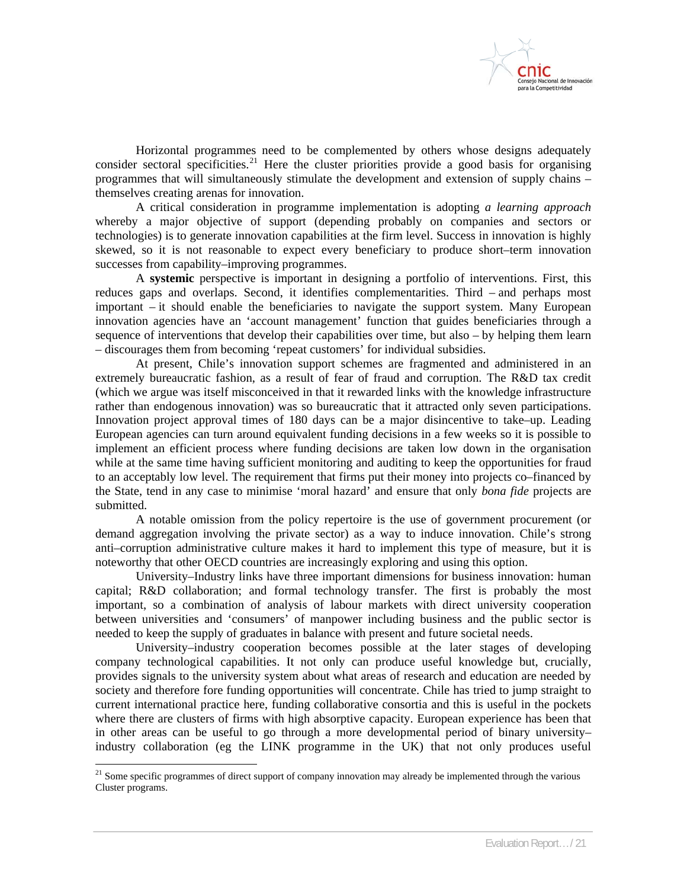Horizontal programmes need to be complemented by others whose designs adequately consider sectoral specificities.[21] Here the cluster priorities provide a good basis for organising programmes that will simultaneously stimulate the development and extension of supply chains – themselves creating arenas for innovation.

A critical consideration in programme implementation is adopting *a learning approach* whereby a major objective of support (depending probably on companies and sectors or technologies) is to generate innovation capabilities at the firm level. Success in innovation is highly skewed, so it is not reasonable to expect every beneficiary to produce short–term innovation successes from capability–improving programmes.

A **systemic** perspective is important in designing a portfolio of interventions. First, this reduces gaps and overlaps. Second, it identifies complementarities. Third – and perhaps most important – it should enable the beneficiaries to navigate the support system. Many European innovation agencies have an 'account management' function that guides beneficiaries through a sequence of interventions that develop their capabilities over time, but also – by helping them learn – discourages them from becoming 'repeat customers' for individual subsidies.

At present, Chile's innovation support schemes are fragmented and administered in an extremely bureaucratic fashion, as a result of fear of fraud and corruption. The R&D tax credit (which we argue was itself misconceived in that it rewarded links with the knowledge infrastructure rather than endogenous innovation) was so bureaucratic that it attracted only seven participations. Innovation project approval times of 180 days can be a major disincentive to take–up. Leading European agencies can turn around equivalent funding decisions in a few weeks so it is possible to implement an efficient process where funding decisions are taken low down in the organisation while at the same time having sufficient monitoring and auditing to keep the opportunities for fraud to an acceptably low level. The requirement that firms put their money into projects co–financed by the State, tend in any case to minimise 'moral hazard' and ensure that only *bona fide* projects are submitted.

A notable omission from the policy repertoire is the use of government procurement (or demand aggregation involving the private sector) as a way to induce innovation. Chile's strong anti–corruption administrative culture makes it hard to implement this type of measure, but it is noteworthy that other OECD countries are increasingly exploring and using this option.

University–Industry links have three important dimensions for business innovation: human capital; R&D collaboration; and formal technology transfer. The first is probably the most important, so a combination of analysis of labour markets with direct university cooperation between universities and 'consumers' of manpower including business and the public sector is needed to keep the supply of graduates in balance with present and future societal needs.

University–industry cooperation becomes possible at the later stages of developing company technological capabilities. It not only can produce useful knowledge but, crucially, provides signals to the university system about what areas of research and education are needed by society and therefore fore funding opportunities will concentrate. Chile has tried to jump straight to current international practice here, funding collaborative consortia and this is useful in the pockets where there are clusters of firms with high absorptive capacity. European experience has been that in other areas can be useful to go through a more developmental period of binary university–industry collaboration (eg the LINK programme in the UK) that not only produces useful

---

[21] Some specific programmes of direct support of company innovation may already be implemented through the various Cluster programs.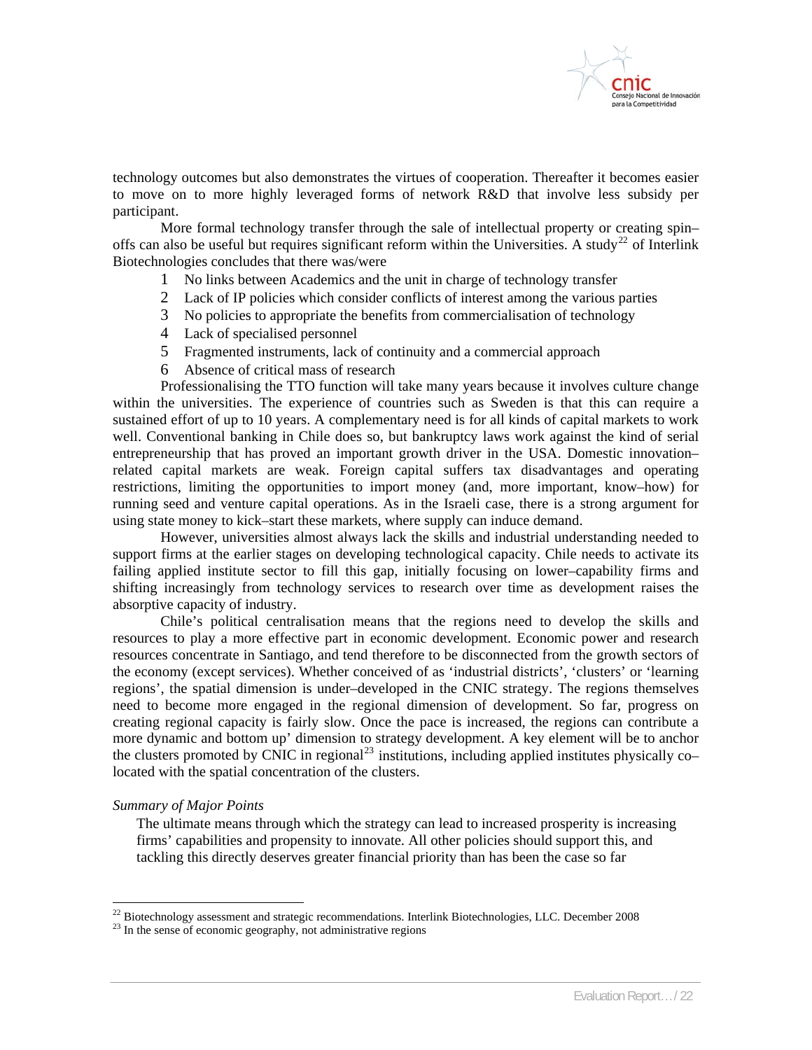technology outcomes but also demonstrates the virtues of cooperation. Thereafter it becomes easier to move on to more highly leveraged forms of network R&D that involve less subsidy per participant.

More formal technology transfer through the sale of intellectual property or creating spin–offs can also be useful but requires significant reform within the Universities. A study[22] of Interlink Biotechnologies concludes that there was/were

1. No links between Academics and the unit in charge of technology transfer
2. Lack of IP policies which consider conflicts of interest among the various parties
3. No policies to appropriate the benefits from commercialisation of technology
4. Lack of specialised personnel
5. Fragmented instruments, lack of continuity and a commercial approach
6. Absence of critical mass of research

Professionalising the TTO function will take many years because it involves culture change within the universities. The experience of countries such as Sweden is that this can require a sustained effort of up to 10 years. A complementary need is for all kinds of capital markets to work well. Conventional banking in Chile does so, but bankruptcy laws work against the kind of serial entrepreneurship that has proved an important growth driver in the USA. Domestic innovation–related capital markets are weak. Foreign capital suffers tax disadvantages and operating restrictions, limiting the opportunities to import money (and, more important, know–how) for running seed and venture capital operations. As in the Israeli case, there is a strong argument for using state money to kick–start these markets, where supply can induce demand.

However, universities almost always lack the skills and industrial understanding needed to support firms at the earlier stages on developing technological capacity. Chile needs to activate its failing applied institute sector to fill this gap, initially focusing on lower–capability firms and shifting increasingly from technology services to research over time as development raises the absorptive capacity of industry.

Chile's political centralisation means that the regions need to develop the skills and resources to play a more effective part in economic development. Economic power and research resources concentrate in Santiago, and tend therefore to be disconnected from the growth sectors of the economy (except services). Whether conceived of as 'industrial districts', 'clusters' or 'learning regions', the spatial dimension is under–developed in the CNIC strategy. The regions themselves need to become more engaged in the regional dimension of development. So far, progress on creating regional capacity is fairly slow. Once the pace is increased, the regions can contribute a more dynamic and bottom up' dimension to strategy development. A key element will be to anchor the clusters promoted by CNIC in regional[23] institutions, including applied institutes physically co–located with the spatial concentration of the clusters.

*Summary of Major Points*

The ultimate means through which the strategy can lead to increased prosperity is increasing firms' capabilities and propensity to innovate. All other policies should support this, and tackling this directly deserves greater financial priority than has been the case so far

---

[22] Biotechnology assessment and strategic recommendations. Interlink Biotechnologies, LLC. December 2008

[23] In the sense of economic geography, not administrative regions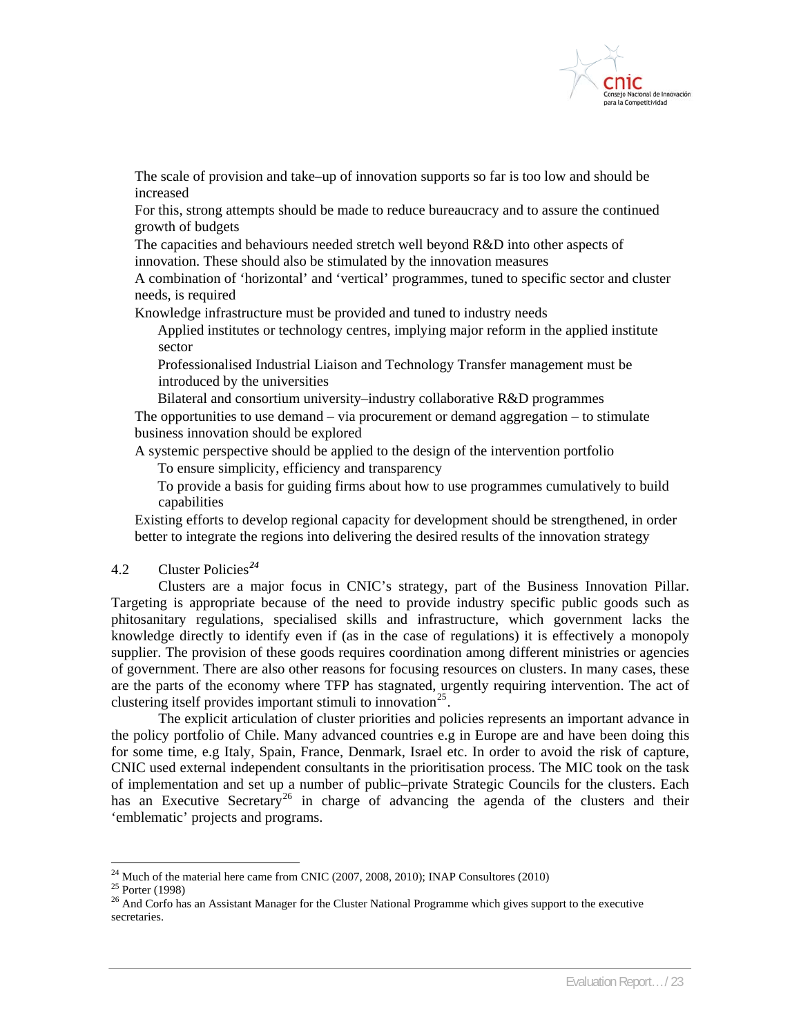- The scale of provision and take–up of innovation supports so far is too low and should be increased
- For this, strong attempts should be made to reduce bureaucracy and to assure the continued growth of budgets
- The capacities and behaviours needed stretch well beyond R&D into other aspects of innovation. These should also be stimulated by the innovation measures
- A combination of 'horizontal' and 'vertical' programmes, tuned to specific sector and cluster needs, is required
- Knowledge infrastructure must be provided and tuned to industry needs
  - Applied institutes or technology centres, implying major reform in the applied institute sector
  - Professionalised Industrial Liaison and Technology Transfer management must be introduced by the universities
  - Bilateral and consortium university–industry collaborative R&D programmes
- The opportunities to use demand – via procurement or demand aggregation – to stimulate business innovation should be explored
- A systemic perspective should be applied to the design of the intervention portfolio
  - To ensure simplicity, efficiency and transparency
  - To provide a basis for guiding firms about how to use programmes cumulatively to build capabilities
- Existing efforts to develop regional capacity for development should be strengthened, in order better to integrate the regions into delivering the desired results of the innovation strategy

## 4.2 Cluster Policies[24]

Clusters are a major focus in CNIC's strategy, part of the Business Innovation Pillar. Targeting is appropriate because of the need to provide industry specific public goods such as phitosanitary regulations, specialised skills and infrastructure, which government lacks the knowledge directly to identify even if (as in the case of regulations) it is effectively a monopoly supplier. The provision of these goods requires coordination among different ministries or agencies of government. There are also other reasons for focusing resources on clusters. In many cases, these are the parts of the economy where TFP has stagnated, urgently requiring intervention. The act of clustering itself provides important stimuli to innovation[25].

The explicit articulation of cluster priorities and policies represents an important advance in the policy portfolio of Chile. Many advanced countries e.g in Europe are and have been doing this for some time, e.g Italy, Spain, France, Denmark, Israel etc. In order to avoid the risk of capture, CNIC used external independent consultants in the prioritisation process. The MIC took on the task of implementation and set up a number of public–private Strategic Councils for the clusters. Each has an Executive Secretary[26] in charge of advancing the agenda of the clusters and their 'emblematic' projects and programs.

---

[24] Much of the material here came from CNIC (2007, 2008, 2010); INAP Consultores (2010)

[25] Porter (1998)

[26] And Corfo has an Assistant Manager for the Cluster National Programme which gives support to the executive secretaries.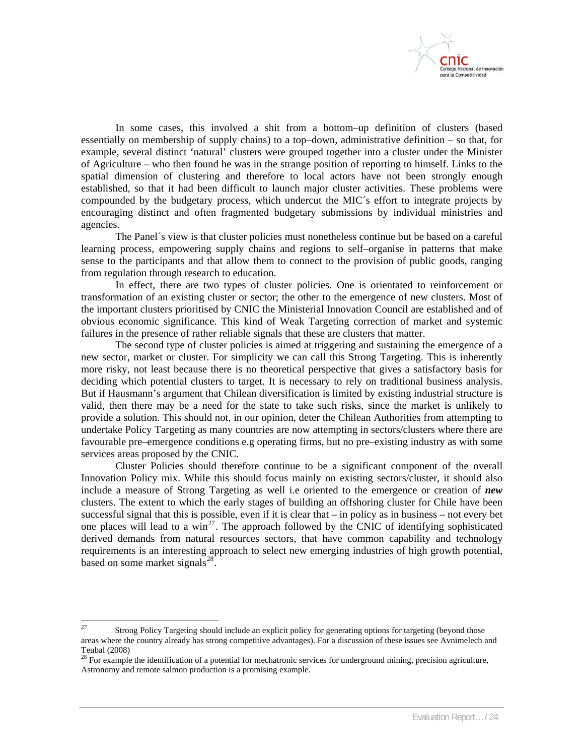In some cases, this involved a shit from a bottom–up definition of clusters (based essentially on membership of supply chains) to a top–down, administrative definition – so that, for example, several distinct 'natural' clusters were grouped together into a cluster under the Minister of Agriculture – who then found he was in the strange position of reporting to himself. Links to the spatial dimension of clustering and therefore to local actors have not been strongly enough established, so that it had been difficult to launch major cluster activities. These problems were compounded by the budgetary process, which undercut the MIC´s effort to integrate projects by encouraging distinct and often fragmented budgetary submissions by individual ministries and agencies.

The Panel´s view is that cluster policies must nonetheless continue but be based on a careful learning process, empowering supply chains and regions to self–organise in patterns that make sense to the participants and that allow them to connect to the provision of public goods, ranging from regulation through research to education.

In effect, there are two types of cluster policies. One is orientated to reinforcement or transformation of an existing cluster or sector; the other to the emergence of new clusters. Most of the important clusters prioritised by CNIC the Ministerial Innovation Council are established and of obvious economic significance. This kind of Weak Targeting correction of market and systemic failures in the presence of rather reliable signals that these are clusters that matter.

The second type of cluster policies is aimed at triggering and sustaining the emergence of a new sector, market or cluster. For simplicity we can call this Strong Targeting. This is inherently more risky, not least because there is no theoretical perspective that gives a satisfactory basis for deciding which potential clusters to target. It is necessary to rely on traditional business analysis. But if Hausmann's argument that Chilean diversification is limited by existing industrial structure is valid, then there may be a need for the state to take such risks, since the market is unlikely to provide a solution. This should not, in our opinion, deter the Chilean Authorities from attempting to undertake Policy Targeting as many countries are now attempting in sectors/clusters where there are favourable pre–emergence conditions e.g operating firms, but no pre–existing industry as with some services areas proposed by the CNIC.

Cluster Policies should therefore continue to be a significant component of the overall Innovation Policy mix. While this should focus mainly on existing sectors/cluster, it should also include a measure of Strong Targeting as well i.e oriented to the emergence or creation of ***new*** clusters. The extent to which the early stages of building an offshoring cluster for Chile have been successful signal that this is possible, even if it is clear that – in policy as in business – not every bet one places will lead to a win[27]. The approach followed by the CNIC of identifying sophisticated derived demands from natural resources sectors, that have common capability and technology requirements is an interesting approach to select new emerging industries of high growth potential, based on some market signals[28].

---

[27] Strong Policy Targeting should include an explicit policy for generating options for targeting (beyond those areas where the country already has strong competitive advantages). For a discussion of these issues see Avnimelech and Teubal (2008)

[28] For example the identification of a potential for mechatronic services for underground mining, precision agriculture, Astronomy and remote salmon production is a promising example.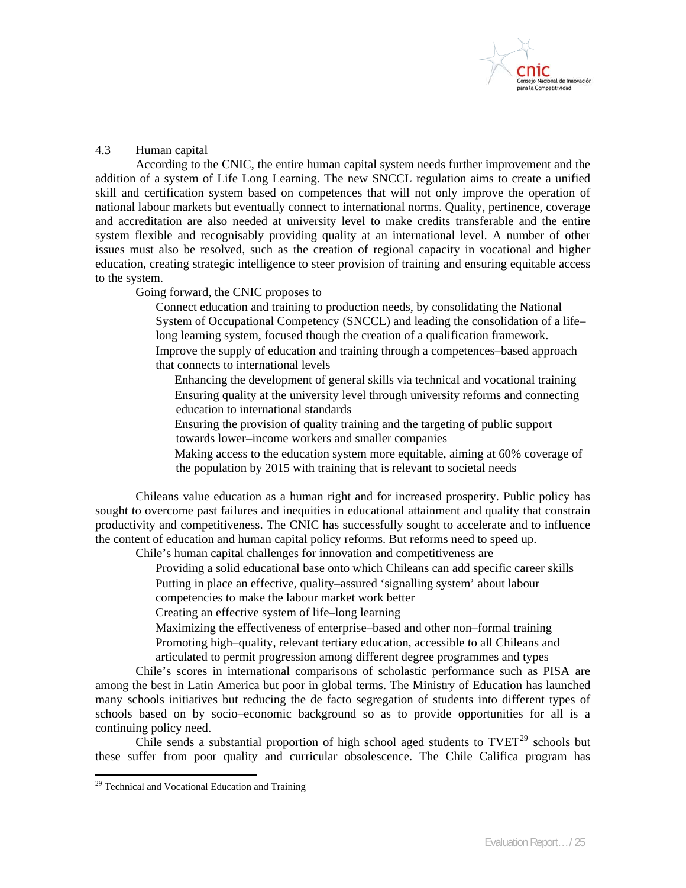## 4.3 Human capital

According to the CNIC, the entire human capital system needs further improvement and the addition of a system of Life Long Learning. The new SNCCL regulation aims to create a unified skill and certification system based on competences that will not only improve the operation of national labour markets but eventually connect to international norms. Quality, pertinence, coverage and accreditation are also needed at university level to make credits transferable and the entire system flexible and recognisably providing quality at an international level. A number of other issues must also be resolved, such as the creation of regional capacity in vocational and higher education, creating strategic intelligence to steer provision of training and ensuring equitable access to the system.

Going forward, the CNIC proposes to

- Connect education and training to production needs, by consolidating the National System of Occupational Competency (SNCCL) and leading the consolidation of a life–long learning system, focused though the creation of a qualification framework.
- Improve the supply of education and training through a competences–based approach that connects to international levels
  - Enhancing the development of general skills via technical and vocational training
  - Ensuring quality at the university level through university reforms and connecting education to international standards
  - Ensuring the provision of quality training and the targeting of public support towards lower–income workers and smaller companies
  - Making access to the education system more equitable, aiming at 60% coverage of the population by 2015 with training that is relevant to societal needs

Chileans value education as a human right and for increased prosperity. Public policy has sought to overcome past failures and inequities in educational attainment and quality that constrain productivity and competitiveness. The CNIC has successfully sought to accelerate and to influence the content of education and human capital policy reforms. But reforms need to speed up.

Chile's human capital challenges for innovation and competitiveness are

- Providing a solid educational base onto which Chileans can add specific career skills
- Putting in place an effective, quality–assured 'signalling system' about labour competencies to make the labour market work better
- Creating an effective system of life–long learning
- Maximizing the effectiveness of enterprise–based and other non–formal training
- Promoting high–quality, relevant tertiary education, accessible to all Chileans and articulated to permit progression among different degree programmes and types

Chile's scores in international comparisons of scholastic performance such as PISA are among the best in Latin America but poor in global terms. The Ministry of Education has launched many schools initiatives but reducing the de facto segregation of students into different types of schools based on by socio–economic background so as to provide opportunities for all is a continuing policy need.

Chile sends a substantial proportion of high school aged students to TVET[29] schools but these suffer from poor quality and curricular obsolescence. The Chile Califica program has

[29] Technical and Vocational Education and Training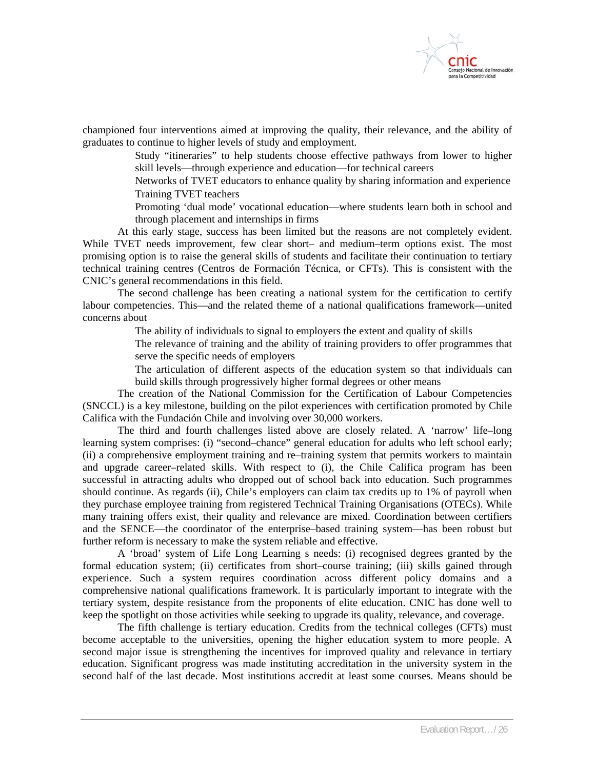championed four interventions aimed at improving the quality, their relevance, and the ability of graduates to continue to higher levels of study and employment.

- Study "itineraries" to help students choose effective pathways from lower to higher skill levels—through experience and education—for technical careers
- Networks of TVET educators to enhance quality by sharing information and experience
- Training TVET teachers
- Promoting 'dual mode' vocational education—where students learn both in school and through placement and internships in firms

At this early stage, success has been limited but the reasons are not completely evident. While TVET needs improvement, few clear short– and medium–term options exist. The most promising option is to raise the general skills of students and facilitate their continuation to tertiary technical training centres (Centros de Formación Técnica, or CFTs). This is consistent with the CNIC's general recommendations in this field.

The second challenge has been creating a national system for the certification to certify labour competencies. This—and the related theme of a national qualifications framework—united concerns about

- The ability of individuals to signal to employers the extent and quality of skills
- The relevance of training and the ability of training providers to offer programmes that serve the specific needs of employers
- The articulation of different aspects of the education system so that individuals can build skills through progressively higher formal degrees or other means

The creation of the National Commission for the Certification of Labour Competencies (SNCCL) is a key milestone, building on the pilot experiences with certification promoted by Chile Califica with the Fundación Chile and involving over 30,000 workers.

The third and fourth challenges listed above are closely related. A 'narrow' life–long learning system comprises: (i) "second–chance" general education for adults who left school early; (ii) a comprehensive employment training and re–training system that permits workers to maintain and upgrade career–related skills. With respect to (i), the Chile Califica program has been successful in attracting adults who dropped out of school back into education. Such programmes should continue. As regards (ii), Chile's employers can claim tax credits up to 1% of payroll when they purchase employee training from registered Technical Training Organisations (OTECs). While many training offers exist, their quality and relevance are mixed. Coordination between certifiers and the SENCE—the coordinator of the enterprise–based training system—has been robust but further reform is necessary to make the system reliable and effective.

A 'broad' system of Life Long Learning s needs: (i) recognised degrees granted by the formal education system; (ii) certificates from short–course training; (iii) skills gained through experience. Such a system requires coordination across different policy domains and a comprehensive national qualifications framework. It is particularly important to integrate with the tertiary system, despite resistance from the proponents of elite education. CNIC has done well to keep the spotlight on those activities while seeking to upgrade its quality, relevance, and coverage.

The fifth challenge is tertiary education. Credits from the technical colleges (CFTs) must become acceptable to the universities, opening the higher education system to more people. A second major issue is strengthening the incentives for improved quality and relevance in tertiary education. Significant progress was made instituting accreditation in the university system in the second half of the last decade. Most institutions accredit at least some courses. Means should be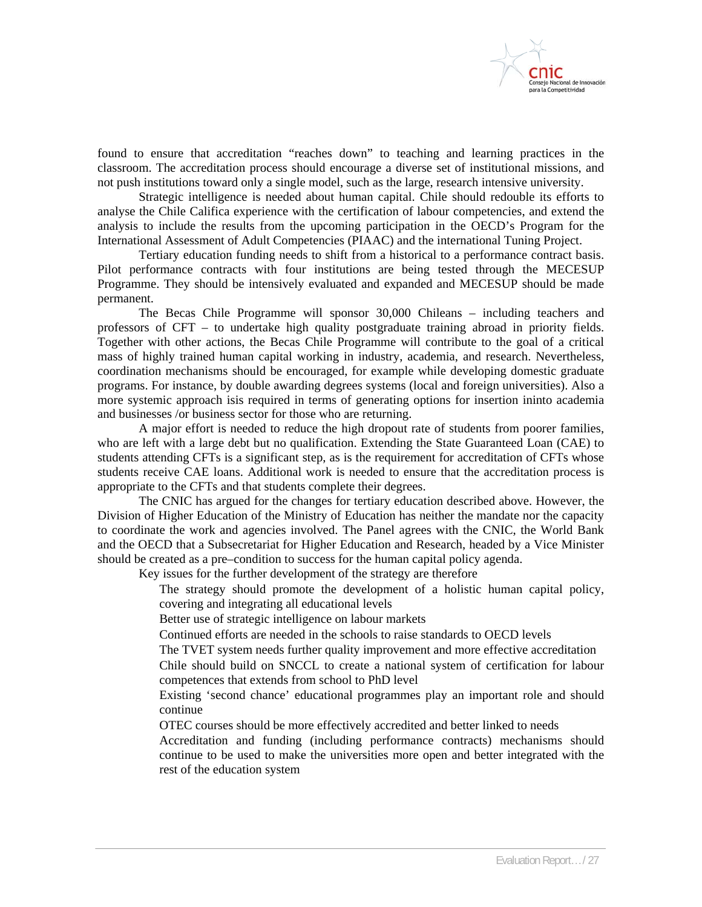found to ensure that accreditation "reaches down" to teaching and learning practices in the classroom. The accreditation process should encourage a diverse set of institutional missions, and not push institutions toward only a single model, such as the large, research intensive university.

Strategic intelligence is needed about human capital. Chile should redouble its efforts to analyse the Chile Califica experience with the certification of labour competencies, and extend the analysis to include the results from the upcoming participation in the OECD's Program for the International Assessment of Adult Competencies (PIAAC) and the international Tuning Project.

Tertiary education funding needs to shift from a historical to a performance contract basis. Pilot performance contracts with four institutions are being tested through the MECESUP Programme. They should be intensively evaluated and expanded and MECESUP should be made permanent.

The Becas Chile Programme will sponsor 30,000 Chileans – including teachers and professors of CFT – to undertake high quality postgraduate training abroad in priority fields. Together with other actions, the Becas Chile Programme will contribute to the goal of a critical mass of highly trained human capital working in industry, academia, and research. Nevertheless, coordination mechanisms should be encouraged, for example while developing domestic graduate programs. For instance, by double awarding degrees systems (local and foreign universities). Also a more systemic approach isis required in terms of generating options for insertion ininto academia and businesses /or business sector for those who are returning.

A major effort is needed to reduce the high dropout rate of students from poorer families, who are left with a large debt but no qualification. Extending the State Guaranteed Loan (CAE) to students attending CFTs is a significant step, as is the requirement for accreditation of CFTs whose students receive CAE loans. Additional work is needed to ensure that the accreditation process is appropriate to the CFTs and that students complete their degrees.

The CNIC has argued for the changes for tertiary education described above. However, the Division of Higher Education of the Ministry of Education has neither the mandate nor the capacity to coordinate the work and agencies involved. The Panel agrees with the CNIC, the World Bank and the OECD that a Subsecretariat for Higher Education and Research, headed by a Vice Minister should be created as a pre–condition to success for the human capital policy agenda.

Key issues for the further development of the strategy are therefore

- The strategy should promote the development of a holistic human capital policy, covering and integrating all educational levels
- Better use of strategic intelligence on labour markets
- Continued efforts are needed in the schools to raise standards to OECD levels
- The TVET system needs further quality improvement and more effective accreditation
- Chile should build on SNCCL to create a national system of certification for labour competences that extends from school to PhD level
- Existing 'second chance' educational programmes play an important role and should continue
- OTEC courses should be more effectively accredited and better linked to needs
- Accreditation and funding (including performance contracts) mechanisms should continue to be used to make the universities more open and better integrated with the rest of the education system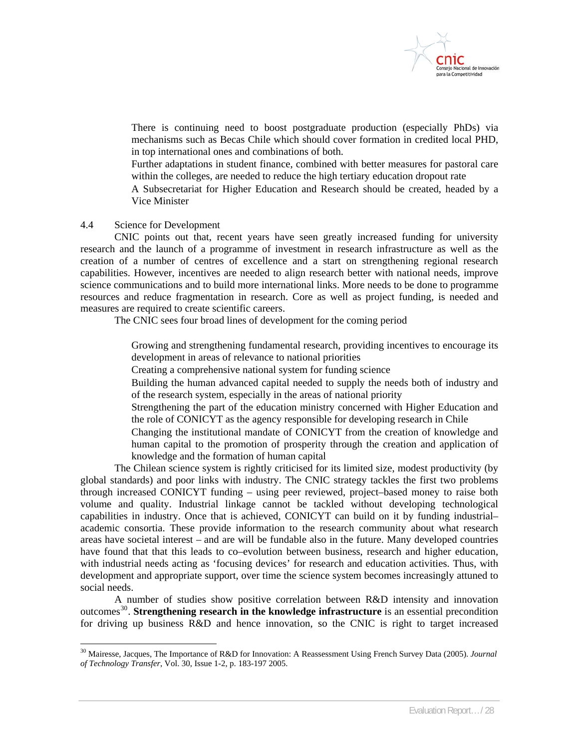- There is continuing need to boost postgraduate production (especially PhDs) via mechanisms such as Becas Chile which should cover formation in credited local PHD, in top international ones and combinations of both.
- Further adaptations in student finance, combined with better measures for pastoral care within the colleges, are needed to reduce the high tertiary education dropout rate
- A Subsecretariat for Higher Education and Research should be created, headed by a Vice Minister

## 4.4 Science for Development

CNIC points out that, recent years have seen greatly increased funding for university research and the launch of a programme of investment in research infrastructure as well as the creation of a number of centres of excellence and a start on strengthening regional research capabilities. However, incentives are needed to align research better with national needs, improve science communications and to build more international links. More needs to be done to programme resources and reduce fragmentation in research. Core as well as project funding, is needed and measures are required to create scientific careers.

The CNIC sees four broad lines of development for the coming period

- Growing and strengthening fundamental research, providing incentives to encourage its development in areas of relevance to national priorities
- Creating a comprehensive national system for funding science
- Building the human advanced capital needed to supply the needs both of industry and of the research system, especially in the areas of national priority
- Strengthening the part of the education ministry concerned with Higher Education and the role of CONICYT as the agency responsible for developing research in Chile
- Changing the institutional mandate of CONICYT from the creation of knowledge and human capital to the promotion of prosperity through the creation and application of knowledge and the formation of human capital

The Chilean science system is rightly criticised for its limited size, modest productivity (by global standards) and poor links with industry. The CNIC strategy tackles the first two problems through increased CONICYT funding – using peer reviewed, project–based money to raise both volume and quality. Industrial linkage cannot be tackled without developing technological capabilities in industry. Once that is achieved, CONICYT can build on it by funding industrial–academic consortia. These provide information to the research community about what research areas have societal interest – and are will be fundable also in the future. Many developed countries have found that that this leads to co–evolution between business, research and higher education, with industrial needs acting as 'focusing devices' for research and education activities. Thus, with development and appropriate support, over time the science system becomes increasingly attuned to social needs.

A number of studies show positive correlation between R&D intensity and innovation outcomes[30]. **Strengthening research in the knowledge infrastructure** is an essential precondition for driving up business R&D and hence innovation, so the CNIC is right to target increased

---

[30] Mairesse, Jacques, The Importance of R&D for Innovation: A Reassessment Using French Survey Data (2005). *Journal of Technology Transfer*, Vol. 30, Issue 1-2, p. 183-197 2005.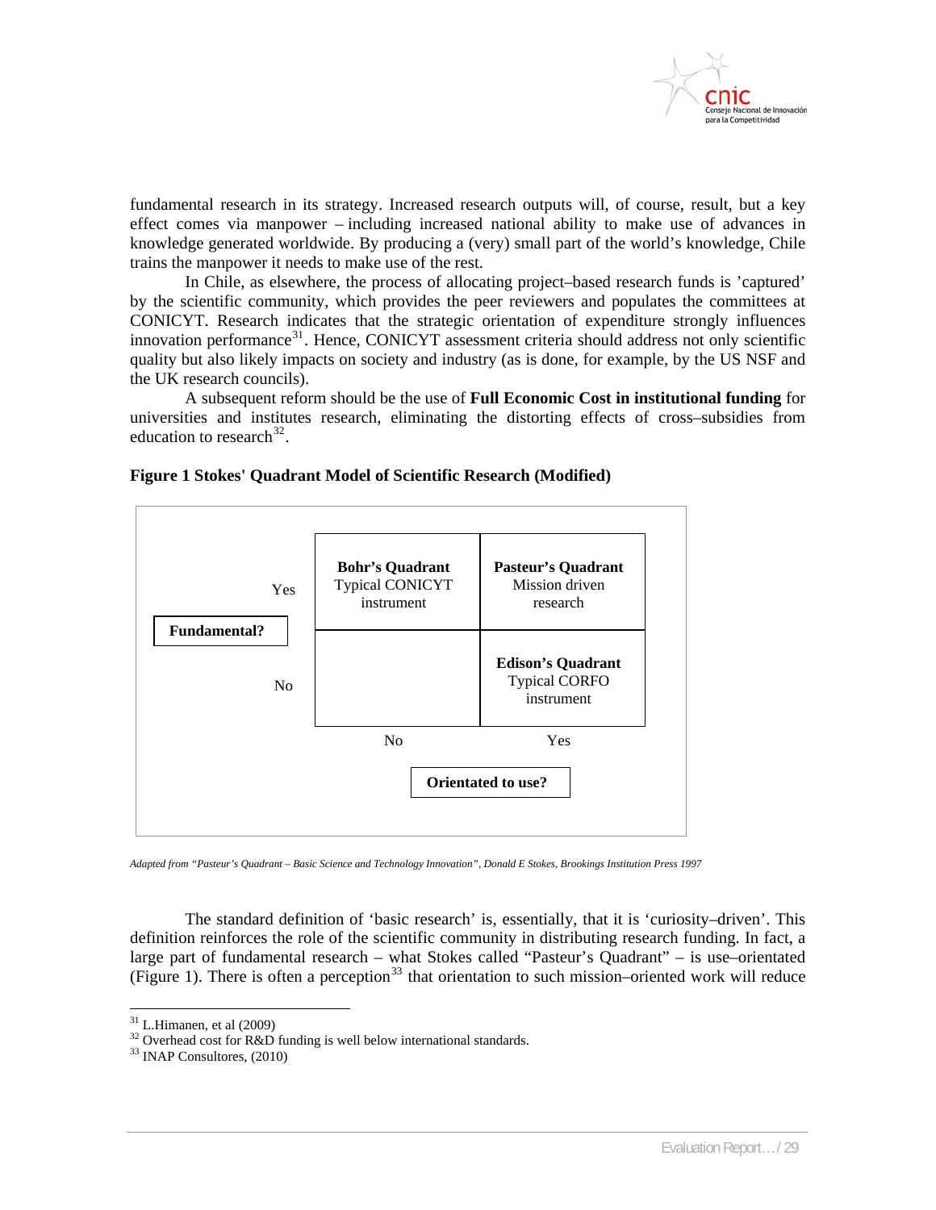fundamental research in its strategy. Increased research outputs will, of course, result, but a key effect comes via manpower – including increased national ability to make use of advances in knowledge generated worldwide. By producing a (very) small part of the world's knowledge, Chile trains the manpower it needs to make use of the rest.

In Chile, as elsewhere, the process of allocating project–based research funds is 'captured' by the scientific community, which provides the peer reviewers and populates the committees at CONICYT. Research indicates that the strategic orientation of expenditure strongly influences innovation performance[31]. Hence, CONICYT assessment criteria should address not only scientific quality but also likely impacts on society and industry (as is done, for example, by the US NSF and the UK research councils).

A subsequent reform should be the use of **Full Economic Cost in institutional funding** for universities and institutes research, eliminating the distorting effects of cross–subsidies from education to research[32].

**Figure 1 Stokes' Quadrant Model of Scientific Research (Modified)**

| Fundamental? | Orientated to use? No | Orientated to use? Yes |
|---|---|---|
| Yes | **Bohr's Quadrant** Typical CONICYT instrument | **Pasteur's Quadrant** Mission driven research |
| No | | **Edison's Quadrant** Typical CORFO instrument |

*Adapted from "Pasteur's Quadrant – Basic Science and Technology Innovation", Donald E Stokes, Brookings Institution Press 1997*

The standard definition of 'basic research' is, essentially, that it is 'curiosity–driven'. This definition reinforces the role of the scientific community in distributing research funding. In fact, a large part of fundamental research – what Stokes called "Pasteur's Quadrant" – is use–orientated (Figure 1). There is often a perception[33] that orientation to such mission–oriented work will reduce

---

[31] L.Himanen, et al (2009)

[32] Overhead cost for R&D funding is well below international standards.

[33] INAP Consultores, (2010)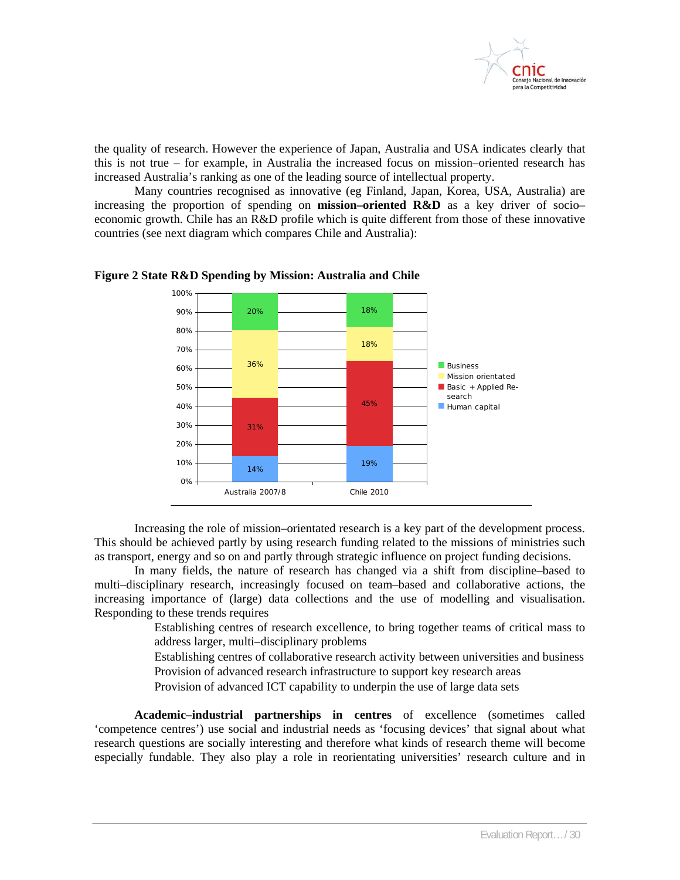the quality of research. However the experience of Japan, Australia and USA indicates clearly that this is not true – for example, in Australia the increased focus on mission–oriented research has increased Australia's ranking as one of the leading source of intellectual property.

Many countries recognised as innovative (eg Finland, Japan, Korea, USA, Australia) are increasing the proportion of spending on **mission–oriented R&D** as a key driver of socio–economic growth. Chile has an R&D profile which is quite different from those of these innovative countries (see next diagram which compares Chile and Australia):

**Figure 2 State R&D Spending by Mission: Australia and Chile**

| | Australia 2007/8 | Chile 2010 |
|---|---|---|
| Business | 20% | 18% |
| Mission orientated | 36% | 18% |
| Basic + Applied Research | 31% | 45% |
| Human capital | 14% | 19% |

Increasing the role of mission–orientated research is a key part of the development process. This should be achieved partly by using research funding related to the missions of ministries such as transport, energy and so on and partly through strategic influence on project funding decisions.

In many fields, the nature of research has changed via a shift from discipline–based to multi–disciplinary research, increasingly focused on team–based and collaborative actions, the increasing importance of (large) data collections and the use of modelling and visualisation. Responding to these trends requires

- Establishing centres of research excellence, to bring together teams of critical mass to address larger, multi–disciplinary problems
- Establishing centres of collaborative research activity between universities and business
- Provision of advanced research infrastructure to support key research areas
- Provision of advanced ICT capability to underpin the use of large data sets

**Academic–industrial partnerships in centres** of excellence (sometimes called 'competence centres') use social and industrial needs as 'focusing devices' that signal about what research questions are socially interesting and therefore what kinds of research theme will become especially fundable. They also play a role in reorientating universities' research culture and in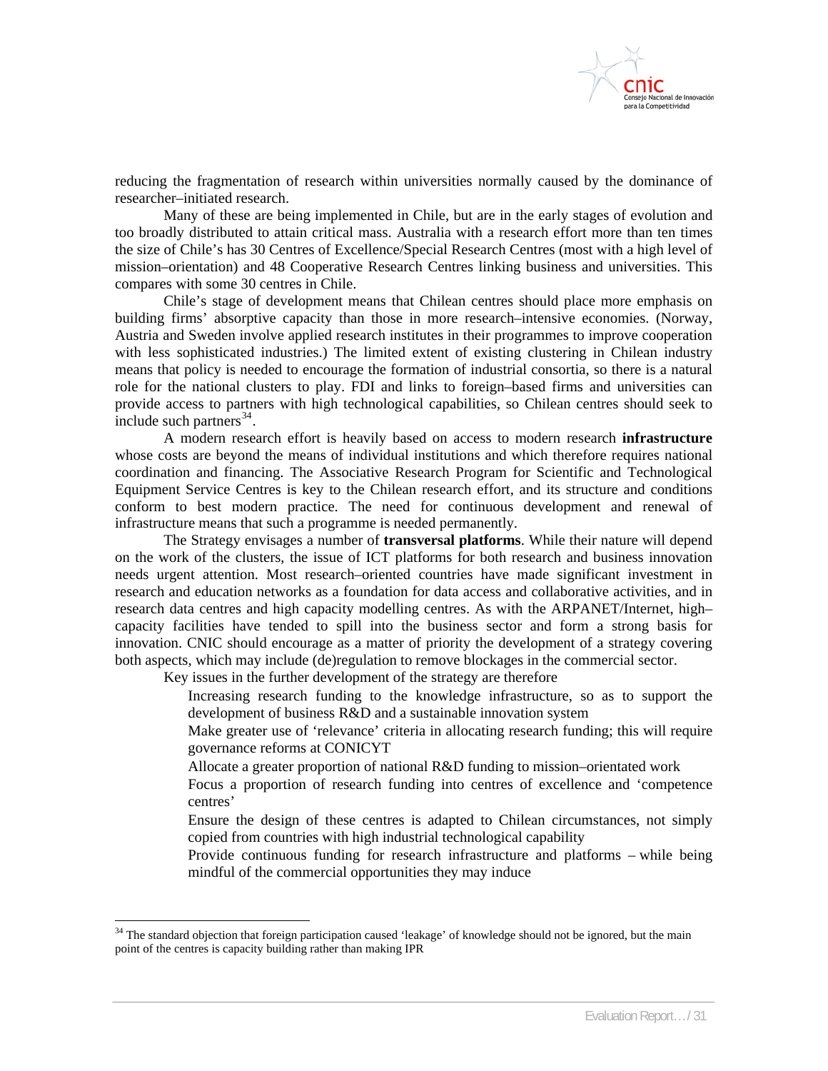reducing the fragmentation of research within universities normally caused by the dominance of researcher–initiated research.

Many of these are being implemented in Chile, but are in the early stages of evolution and too broadly distributed to attain critical mass. Australia with a research effort more than ten times the size of Chile's has 30 Centres of Excellence/Special Research Centres (most with a high level of mission–orientation) and 48 Cooperative Research Centres linking business and universities. This compares with some 30 centres in Chile.

Chile's stage of development means that Chilean centres should place more emphasis on building firms' absorptive capacity than those in more research–intensive economies. (Norway, Austria and Sweden involve applied research institutes in their programmes to improve cooperation with less sophisticated industries.) The limited extent of existing clustering in Chilean industry means that policy is needed to encourage the formation of industrial consortia, so there is a natural role for the national clusters to play. FDI and links to foreign–based firms and universities can provide access to partners with high technological capabilities, so Chilean centres should seek to include such partners[34].

A modern research effort is heavily based on access to modern research **infrastructure** whose costs are beyond the means of individual institutions and which therefore requires national coordination and financing. The Associative Research Program for Scientific and Technological Equipment Service Centres is key to the Chilean research effort, and its structure and conditions conform to best modern practice. The need for continuous development and renewal of infrastructure means that such a programme is needed permanently.

The Strategy envisages a number of **transversal platforms**. While their nature will depend on the work of the clusters, the issue of ICT platforms for both research and business innovation needs urgent attention. Most research–oriented countries have made significant investment in research and education networks as a foundation for data access and collaborative activities, and in research data centres and high capacity modelling centres. As with the ARPANET/Internet, high–capacity facilities have tended to spill into the business sector and form a strong basis for innovation. CNIC should encourage as a matter of priority the development of a strategy covering both aspects, which may include (de)regulation to remove blockages in the commercial sector.

Key issues in the further development of the strategy are therefore

- Increasing research funding to the knowledge infrastructure, so as to support the development of business R&D and a sustainable innovation system
- Make greater use of 'relevance' criteria in allocating research funding; this will require governance reforms at CONICYT
- Allocate a greater proportion of national R&D funding to mission–orientated work
- Focus a proportion of research funding into centres of excellence and 'competence centres'
- Ensure the design of these centres is adapted to Chilean circumstances, not simply copied from countries with high industrial technological capability
- Provide continuous funding for research infrastructure and platforms – while being mindful of the commercial opportunities they may induce

[34] The standard objection that foreign participation caused 'leakage' of knowledge should not be ignored, but the main point of the centres is capacity building rather than making IPR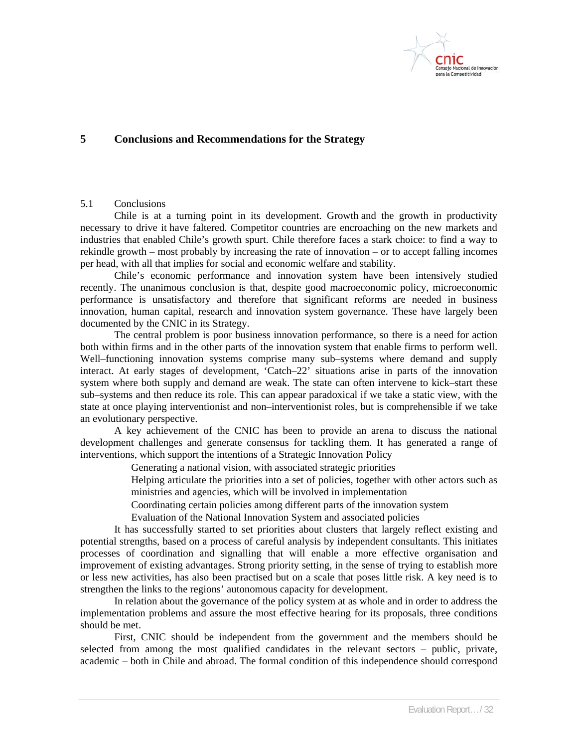# 5 Conclusions and Recommendations for the Strategy

## 5.1 Conclusions

Chile is at a turning point in its development. Growth and the growth in productivity necessary to drive it have faltered. Competitor countries are encroaching on the new markets and industries that enabled Chile's growth spurt. Chile therefore faces a stark choice: to find a way to rekindle growth – most probably by increasing the rate of innovation – or to accept falling incomes per head, with all that implies for social and economic welfare and stability.

Chile's economic performance and innovation system have been intensively studied recently. The unanimous conclusion is that, despite good macroeconomic policy, microeconomic performance is unsatisfactory and therefore that significant reforms are needed in business innovation, human capital, research and innovation system governance. These have largely been documented by the CNIC in its Strategy.

The central problem is poor business innovation performance, so there is a need for action both within firms and in the other parts of the innovation system that enable firms to perform well. Well–functioning innovation systems comprise many sub–systems where demand and supply interact. At early stages of development, 'Catch–22' situations arise in parts of the innovation system where both supply and demand are weak. The state can often intervene to kick–start these sub–systems and then reduce its role. This can appear paradoxical if we take a static view, with the state at once playing interventionist and non–interventionist roles, but is comprehensible if we take an evolutionary perspective.

A key achievement of the CNIC has been to provide an arena to discuss the national development challenges and generate consensus for tackling them. It has generated a range of interventions, which support the intentions of a Strategic Innovation Policy

- Generating a national vision, with associated strategic priorities
- Helping articulate the priorities into a set of policies, together with other actors such as ministries and agencies, which will be involved in implementation
- Coordinating certain policies among different parts of the innovation system
- Evaluation of the National Innovation System and associated policies

It has successfully started to set priorities about clusters that largely reflect existing and potential strengths, based on a process of careful analysis by independent consultants. This initiates processes of coordination and signalling that will enable a more effective organisation and improvement of existing advantages. Strong priority setting, in the sense of trying to establish more or less new activities, has also been practised but on a scale that poses little risk. A key need is to strengthen the links to the regions' autonomous capacity for development.

In relation about the governance of the policy system at as whole and in order to address the implementation problems and assure the most effective hearing for its proposals, three conditions should be met.

First, CNIC should be independent from the government and the members should be selected from among the most qualified candidates in the relevant sectors – public, private, academic – both in Chile and abroad. The formal condition of this independence should correspond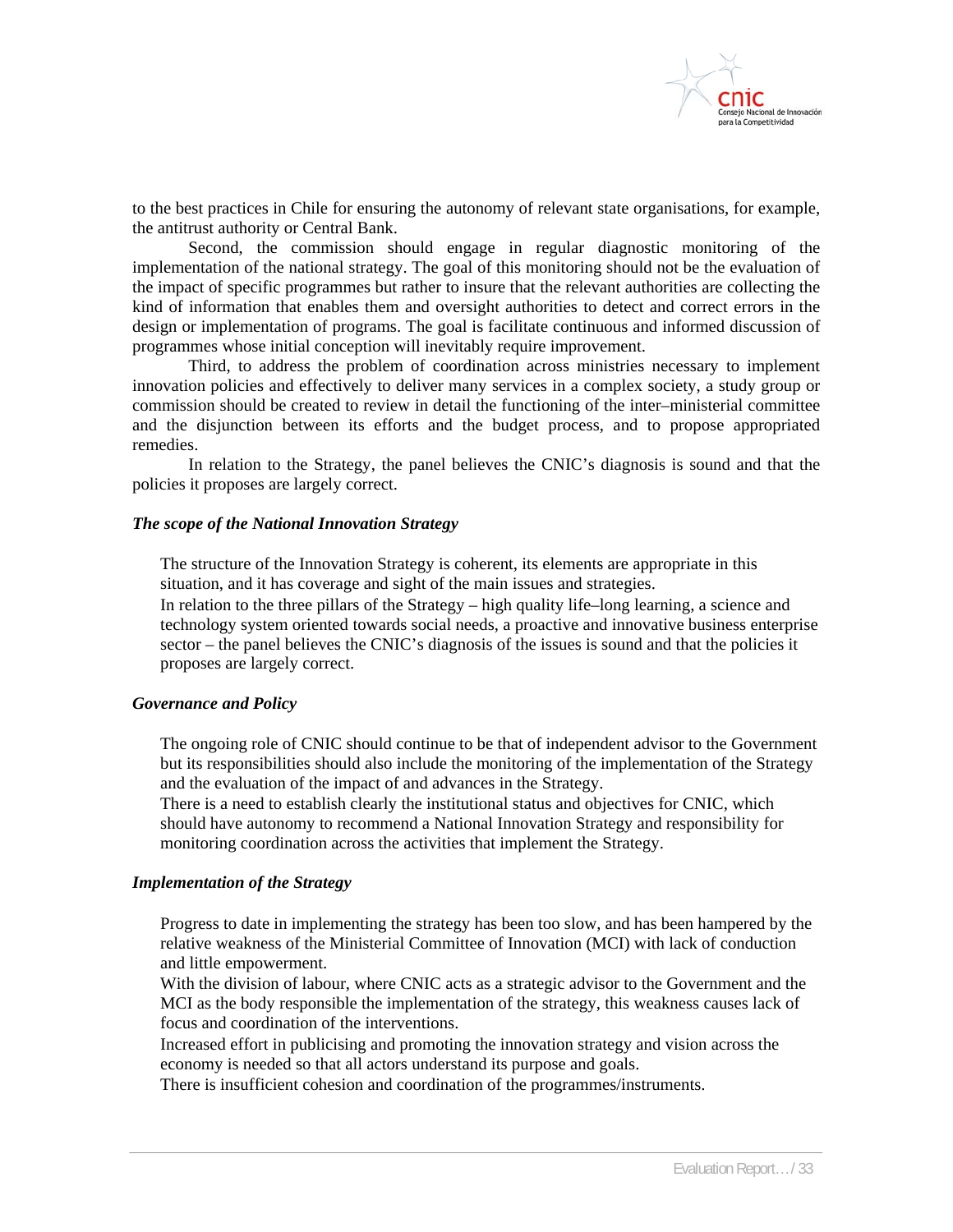to the best practices in Chile for ensuring the autonomy of relevant state organisations, for example, the antitrust authority or Central Bank.

Second, the commission should engage in regular diagnostic monitoring of the implementation of the national strategy. The goal of this monitoring should not be the evaluation of the impact of specific programmes but rather to insure that the relevant authorities are collecting the kind of information that enables them and oversight authorities to detect and correct errors in the design or implementation of programs. The goal is facilitate continuous and informed discussion of programmes whose initial conception will inevitably require improvement.

Third, to address the problem of coordination across ministries necessary to implement innovation policies and effectively to deliver many services in a complex society, a study group or commission should be created to review in detail the functioning of the inter–ministerial committee and the disjunction between its efforts and the budget process, and to propose appropriated remedies.

In relation to the Strategy, the panel believes the CNIC's diagnosis is sound and that the policies it proposes are largely correct.

***The scope of the National Innovation Strategy***

The structure of the Innovation Strategy is coherent, its elements are appropriate in this situation, and it has coverage and sight of the main issues and strategies.

In relation to the three pillars of the Strategy – high quality life–long learning, a science and technology system oriented towards social needs, a proactive and innovative business enterprise sector – the panel believes the CNIC's diagnosis of the issues is sound and that the policies it proposes are largely correct.

***Governance and Policy***

The ongoing role of CNIC should continue to be that of independent advisor to the Government but its responsibilities should also include the monitoring of the implementation of the Strategy and the evaluation of the impact of and advances in the Strategy.

There is a need to establish clearly the institutional status and objectives for CNIC, which should have autonomy to recommend a National Innovation Strategy and responsibility for monitoring coordination across the activities that implement the Strategy.

***Implementation of the Strategy***

Progress to date in implementing the strategy has been too slow, and has been hampered by the relative weakness of the Ministerial Committee of Innovation (MCI) with lack of conduction and little empowerment.

With the division of labour, where CNIC acts as a strategic advisor to the Government and the MCI as the body responsible the implementation of the strategy, this weakness causes lack of focus and coordination of the interventions.

Increased effort in publicising and promoting the innovation strategy and vision across the economy is needed so that all actors understand its purpose and goals.

There is insufficient cohesion and coordination of the programmes/instruments.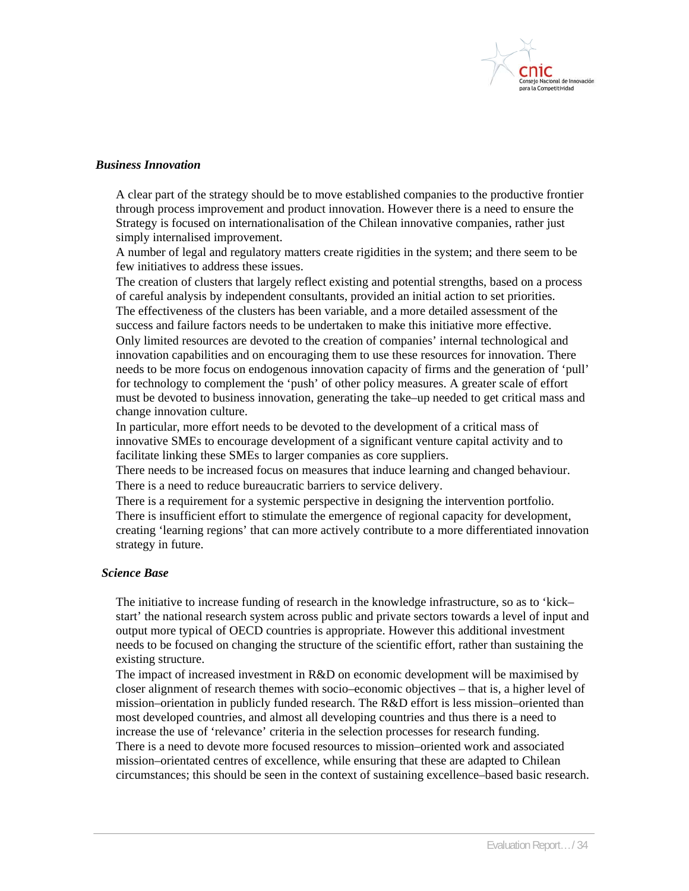***Business Innovation***

A clear part of the strategy should be to move established companies to the productive frontier through process improvement and product innovation. However there is a need to ensure the Strategy is focused on internationalisation of the Chilean innovative companies, rather just simply internalised improvement.

A number of legal and regulatory matters create rigidities in the system; and there seem to be few initiatives to address these issues.

The creation of clusters that largely reflect existing and potential strengths, based on a process of careful analysis by independent consultants, provided an initial action to set priorities.

The effectiveness of the clusters has been variable, and a more detailed assessment of the success and failure factors needs to be undertaken to make this initiative more effective.

Only limited resources are devoted to the creation of companies' internal technological and innovation capabilities and on encouraging them to use these resources for innovation. There needs to be more focus on endogenous innovation capacity of firms and the generation of 'pull' for technology to complement the 'push' of other policy measures. A greater scale of effort must be devoted to business innovation, generating the take–up needed to get critical mass and change innovation culture.

In particular, more effort needs to be devoted to the development of a critical mass of innovative SMEs to encourage development of a significant venture capital activity and to facilitate linking these SMEs to larger companies as core suppliers.

There needs to be increased focus on measures that induce learning and changed behaviour.

There is a need to reduce bureaucratic barriers to service delivery.

There is a requirement for a systemic perspective in designing the intervention portfolio.

There is insufficient effort to stimulate the emergence of regional capacity for development, creating 'learning regions' that can more actively contribute to a more differentiated innovation strategy in future.

***Science Base***

The initiative to increase funding of research in the knowledge infrastructure, so as to 'kick–start' the national research system across public and private sectors towards a level of input and output more typical of OECD countries is appropriate. However this additional investment needs to be focused on changing the structure of the scientific effort, rather than sustaining the existing structure.

The impact of increased investment in R&D on economic development will be maximised by closer alignment of research themes with socio–economic objectives – that is, a higher level of mission–orientation in publicly funded research. The R&D effort is less mission–oriented than most developed countries, and almost all developing countries and thus there is a need to increase the use of 'relevance' criteria in the selection processes for research funding.

There is a need to devote more focused resources to mission–oriented work and associated mission–orientated centres of excellence, while ensuring that these are adapted to Chilean circumstances; this should be seen in the context of sustaining excellence–based basic research.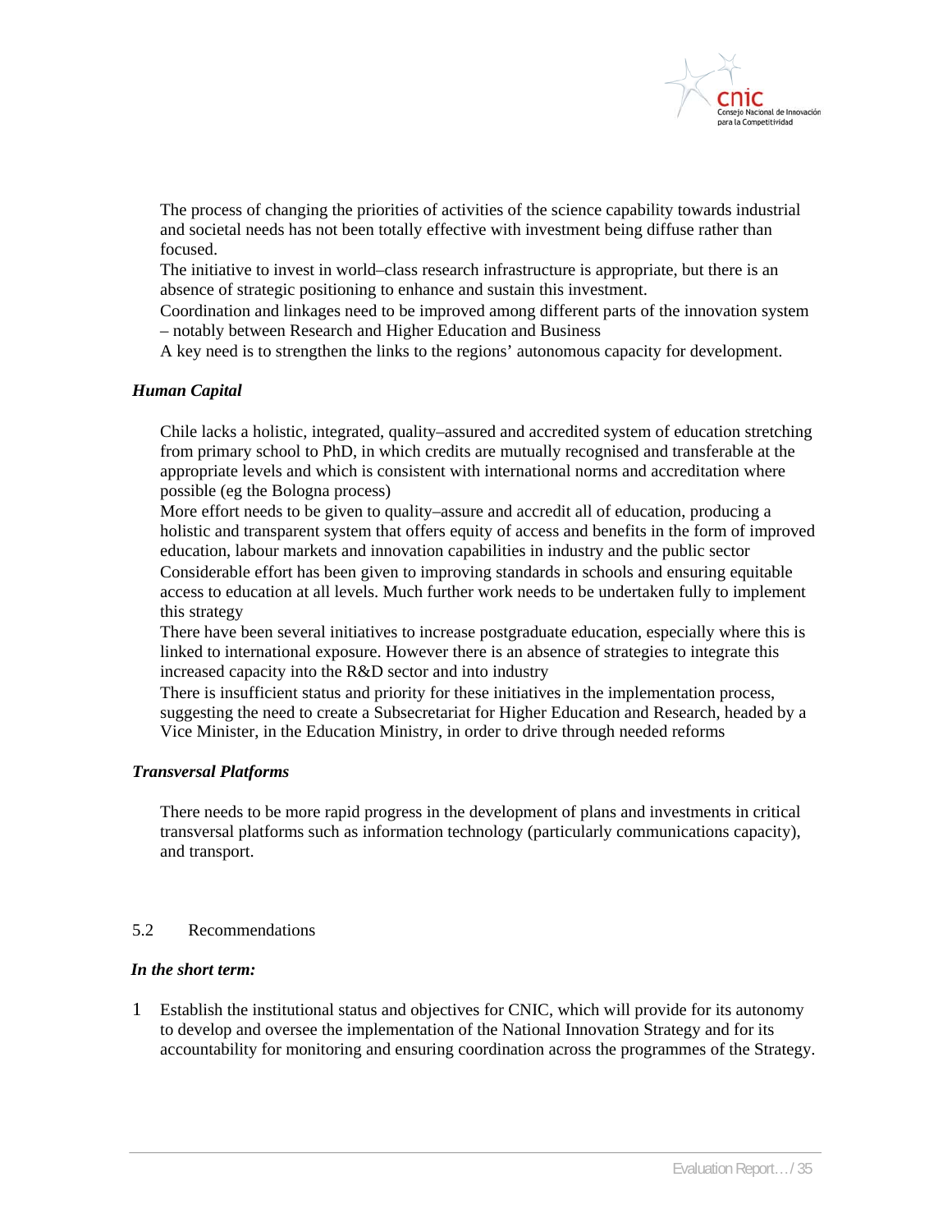The process of changing the priorities of activities of the science capability towards industrial and societal needs has not been totally effective with investment being diffuse rather than focused.

The initiative to invest in world–class research infrastructure is appropriate, but there is an absence of strategic positioning to enhance and sustain this investment.

Coordination and linkages need to be improved among different parts of the innovation system – notably between Research and Higher Education and Business

A key need is to strengthen the links to the regions' autonomous capacity for development.

***Human Capital***

Chile lacks a holistic, integrated, quality–assured and accredited system of education stretching from primary school to PhD, in which credits are mutually recognised and transferable at the appropriate levels and which is consistent with international norms and accreditation where possible (eg the Bologna process)

More effort needs to be given to quality–assure and accredit all of education, producing a holistic and transparent system that offers equity of access and benefits in the form of improved education, labour markets and innovation capabilities in industry and the public sector

Considerable effort has been given to improving standards in schools and ensuring equitable access to education at all levels. Much further work needs to be undertaken fully to implement this strategy

There have been several initiatives to increase postgraduate education, especially where this is linked to international exposure. However there is an absence of strategies to integrate this increased capacity into the R&D sector and into industry

There is insufficient status and priority for these initiatives in the implementation process, suggesting the need to create a Subsecretariat for Higher Education and Research, headed by a Vice Minister, in the Education Ministry, in order to drive through needed reforms

***Transversal Platforms***

There needs to be more rapid progress in the development of plans and investments in critical transversal platforms such as information technology (particularly communications capacity), and transport.

## 5.2 Recommendations

***In the short term:***

1. Establish the institutional status and objectives for CNIC, which will provide for its autonomy to develop and oversee the implementation of the National Innovation Strategy and for its accountability for monitoring and ensuring coordination across the programmes of the Strategy.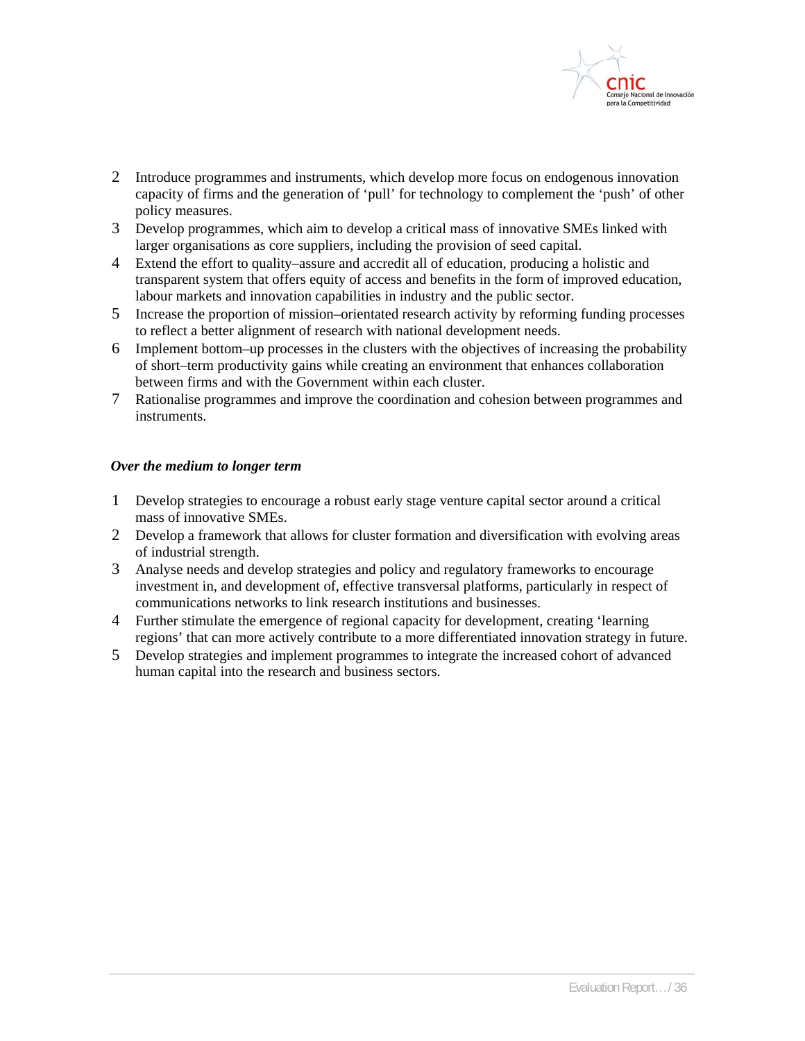2. Introduce programmes and instruments, which develop more focus on endogenous innovation capacity of firms and the generation of 'pull' for technology to complement the 'push' of other policy measures.
3. Develop programmes, which aim to develop a critical mass of innovative SMEs linked with larger organisations as core suppliers, including the provision of seed capital.
4. Extend the effort to quality–assure and accredit all of education, producing a holistic and transparent system that offers equity of access and benefits in the form of improved education, labour markets and innovation capabilities in industry and the public sector.
5. Increase the proportion of mission–orientated research activity by reforming funding processes to reflect a better alignment of research with national development needs.
6. Implement bottom–up processes in the clusters with the objectives of increasing the probability of short–term productivity gains while creating an environment that enhances collaboration between firms and with the Government within each cluster.
7. Rationalise programmes and improve the coordination and cohesion between programmes and instruments.

***Over the medium to longer term***

1. Develop strategies to encourage a robust early stage venture capital sector around a critical mass of innovative SMEs.
2. Develop a framework that allows for cluster formation and diversification with evolving areas of industrial strength.
3. Analyse needs and develop strategies and policy and regulatory frameworks to encourage investment in, and development of, effective transversal platforms, particularly in respect of communications networks to link research institutions and businesses.
4. Further stimulate the emergence of regional capacity for development, creating 'learning regions' that can more actively contribute to a more differentiated innovation strategy in future.
5. Develop strategies and implement programmes to integrate the increased cohort of advanced human capital into the research and business sectors.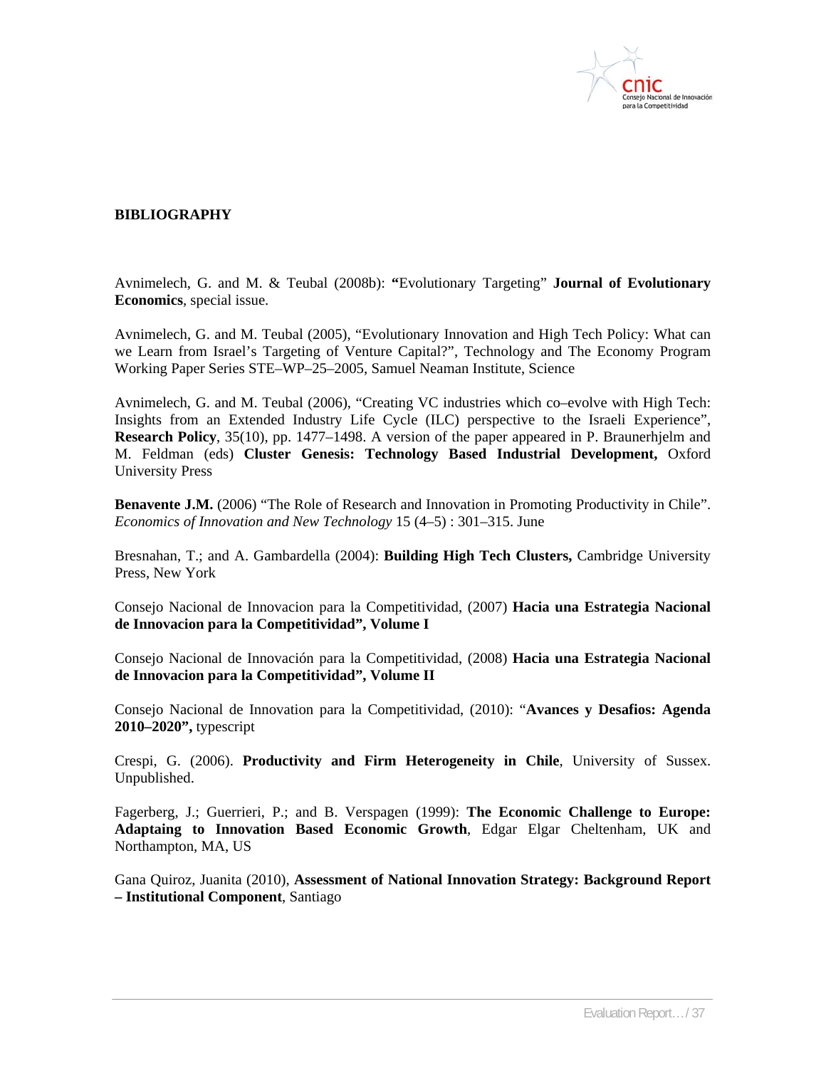**BIBLIOGRAPHY**

Avnimelech, G. and M. & Teubal (2008b): **“**Evolutionary Targeting” **Journal of Evolutionary Economics**, special issue.

Avnimelech, G. and M. Teubal (2005), “Evolutionary Innovation and High Tech Policy: What can we Learn from Israel’s Targeting of Venture Capital?”, Technology and The Economy Program Working Paper Series STE–WP–25–2005, Samuel Neaman Institute, Science

Avnimelech, G. and M. Teubal (2006), “Creating VC industries which co–evolve with High Tech: Insights from an Extended Industry Life Cycle (ILC) perspective to the Israeli Experience”, **Research Policy**, 35(10), pp. 1477–1498. A version of the paper appeared in P. Braunerhjelm and M. Feldman (eds) **Cluster Genesis: Technology Based Industrial Development,** Oxford University Press

**Benavente J.M.** (2006) “The Role of Research and Innovation in Promoting Productivity in Chile”. *Economics of Innovation and New Technology* 15 (4–5) : 301–315. June

Bresnahan, T.; and A. Gambardella (2004): **Building High Tech Clusters,** Cambridge University Press, New York

Consejo Nacional de Innovacion para la Competitividad, (2007) **Hacia una Estrategia Nacional de Innovacion para la Competitividad”, Volume I**

Consejo Nacional de Innovación para la Competitividad, (2008) **Hacia una Estrategia Nacional de Innovacion para la Competitividad”, Volume II**

Consejo Nacional de Innovation para la Competitividad, (2010): “**Avances y Desafios: Agenda 2010–2020”,** typescript

Crespi, G. (2006). **Productivity and Firm Heterogeneity in Chile**, University of Sussex. Unpublished.

Fagerberg, J.; Guerrieri, P.; and B. Verspagen (1999): **The Economic Challenge to Europe: Adaptaing to Innovation Based Economic Growth**, Edgar Elgar Cheltenham, UK and Northampton, MA, US

Gana Quiroz, Juanita (2010), **Assessment of National Innovation Strategy: Background Report – Institutional Component**, Santiago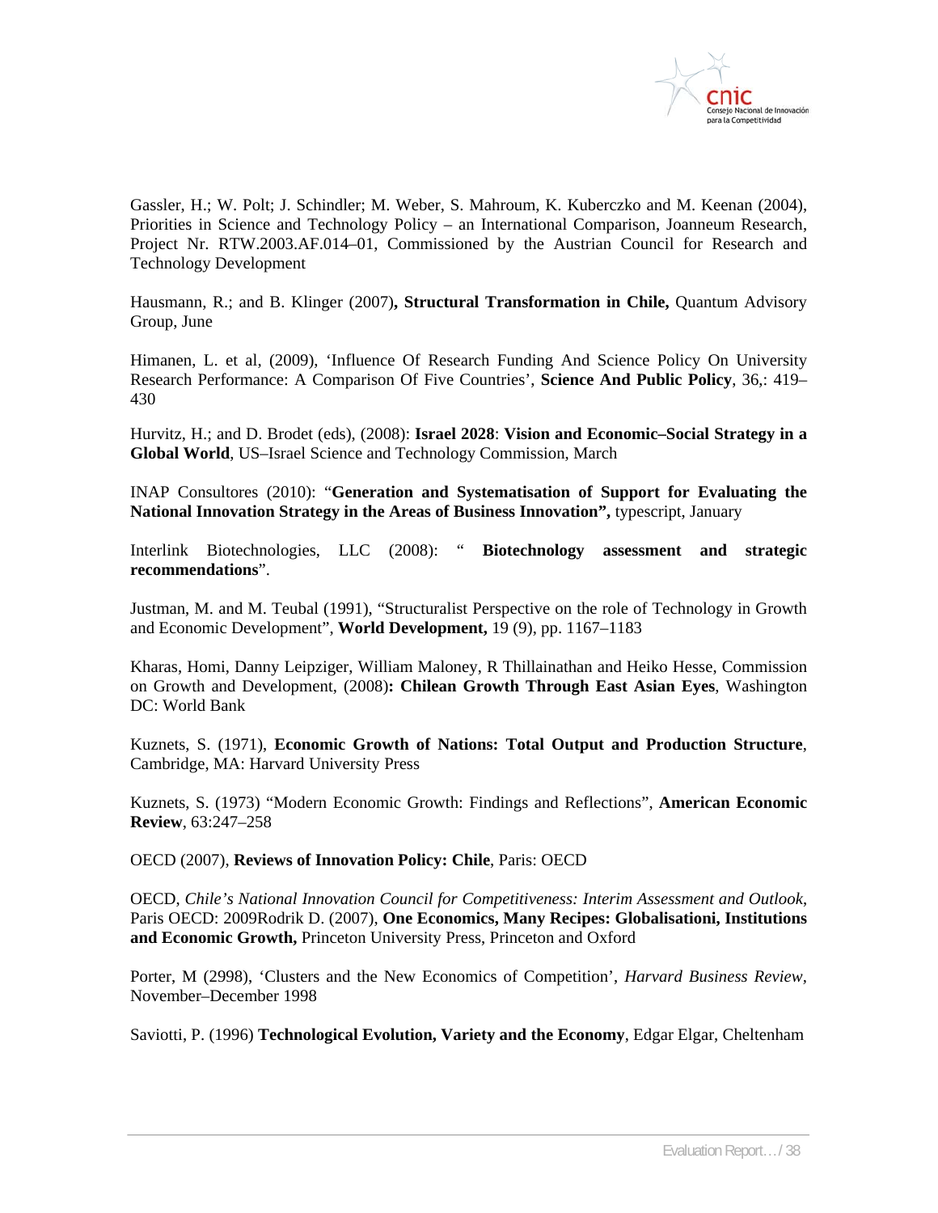Gassler, H.; W. Polt; J. Schindler; M. Weber, S. Mahroum, K. Kuberczko and M. Keenan (2004), Priorities in Science and Technology Policy – an International Comparison, Joanneum Research, Project Nr. RTW.2003.AF.014–01, Commissioned by the Austrian Council for Research and Technology Development

Hausmann, R.; and B. Klinger (2007)**, Structural Transformation in Chile,** Quantum Advisory Group, June

Himanen, L. et al, (2009), 'Influence Of Research Funding And Science Policy On University Research Performance: A Comparison Of Five Countries', **Science And Public Policy**, 36,: 419–430

Hurvitz, H.; and D. Brodet (eds), (2008): **Israel 2028**: **Vision and Economic–Social Strategy in a Global World**, US–Israel Science and Technology Commission, March

INAP Consultores (2010): "**Generation and Systematisation of Support for Evaluating the National Innovation Strategy in the Areas of Business Innovation",** typescript, January

Interlink Biotechnologies, LLC (2008): " **Biotechnology assessment and strategic recommendations**".

Justman, M. and M. Teubal (1991), "Structuralist Perspective on the role of Technology in Growth and Economic Development", **World Development,** 19 (9), pp. 1167–1183

Kharas, Homi, Danny Leipziger, William Maloney, R Thillainathan and Heiko Hesse, Commission on Growth and Development, (2008)**: Chilean Growth Through East Asian Eyes**, Washington DC: World Bank

Kuznets, S. (1971), **Economic Growth of Nations: Total Output and Production Structure**, Cambridge, MA: Harvard University Press

Kuznets, S. (1973) "Modern Economic Growth: Findings and Reflections", **American Economic Review**, 63:247–258

OECD (2007), **Reviews of Innovation Policy: Chile**, Paris: OECD

OECD, *Chile's National Innovation Council for Competitiveness: Interim Assessment and Outlook*, Paris OECD: 2009Rodrik D. (2007), **One Economics, Many Recipes: Globalisationi, Institutions and Economic Growth,** Princeton University Press, Princeton and Oxford

Porter, M (2998), 'Clusters and the New Economics of Competition', *Harvard Business Review*, November–December 1998

Saviotti, P. (1996) **Technological Evolution, Variety and the Economy**, Edgar Elgar, Cheltenham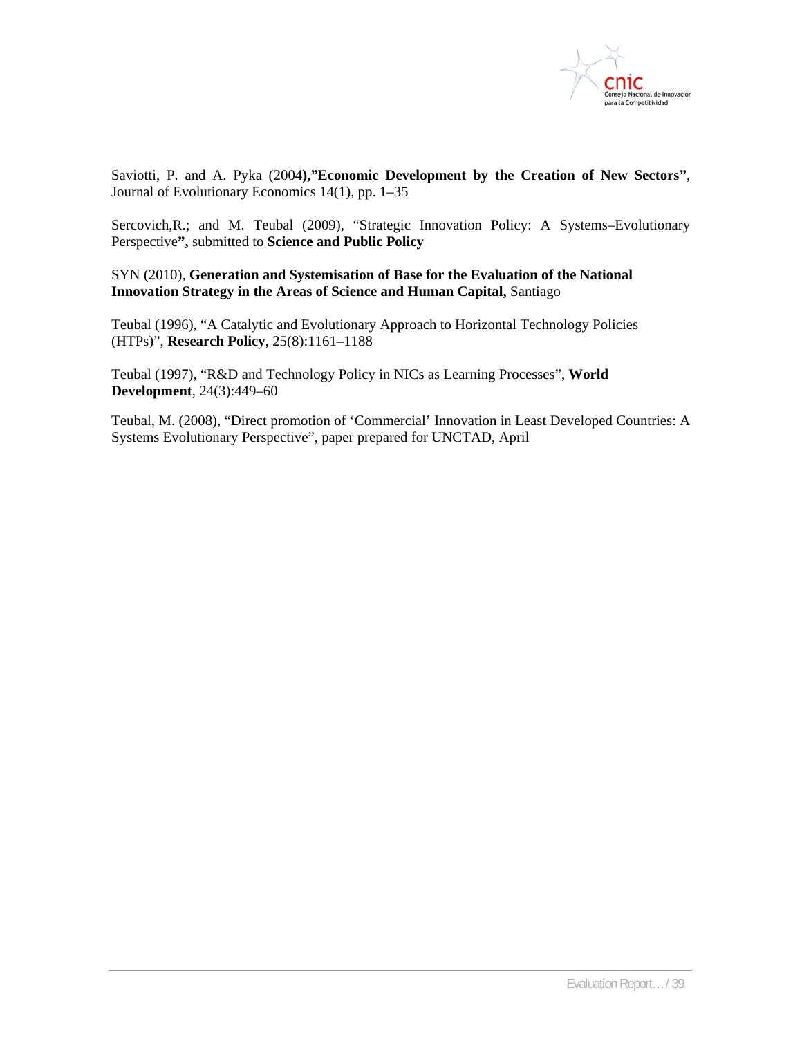Saviotti, P. and A. Pyka (2004**),"Economic Development by the Creation of New Sectors"**, Journal of Evolutionary Economics 14(1), pp. 1–35

Sercovich,R.; and M. Teubal (2009), "Strategic Innovation Policy: A Systems–Evolutionary Perspective**",** submitted to **Science and Public Policy**

SYN (2010), **Generation and Systemisation of Base for the Evaluation of the National Innovation Strategy in the Areas of Science and Human Capital,** Santiago

Teubal (1996), "A Catalytic and Evolutionary Approach to Horizontal Technology Policies (HTPs)", **Research Policy**, 25(8):1161–1188

Teubal (1997), "R&D and Technology Policy in NICs as Learning Processes", **World Development**, 24(3):449–60

Teubal, M. (2008), "Direct promotion of 'Commercial' Innovation in Least Developed Countries: A Systems Evolutionary Perspective", paper prepared for UNCTAD, April